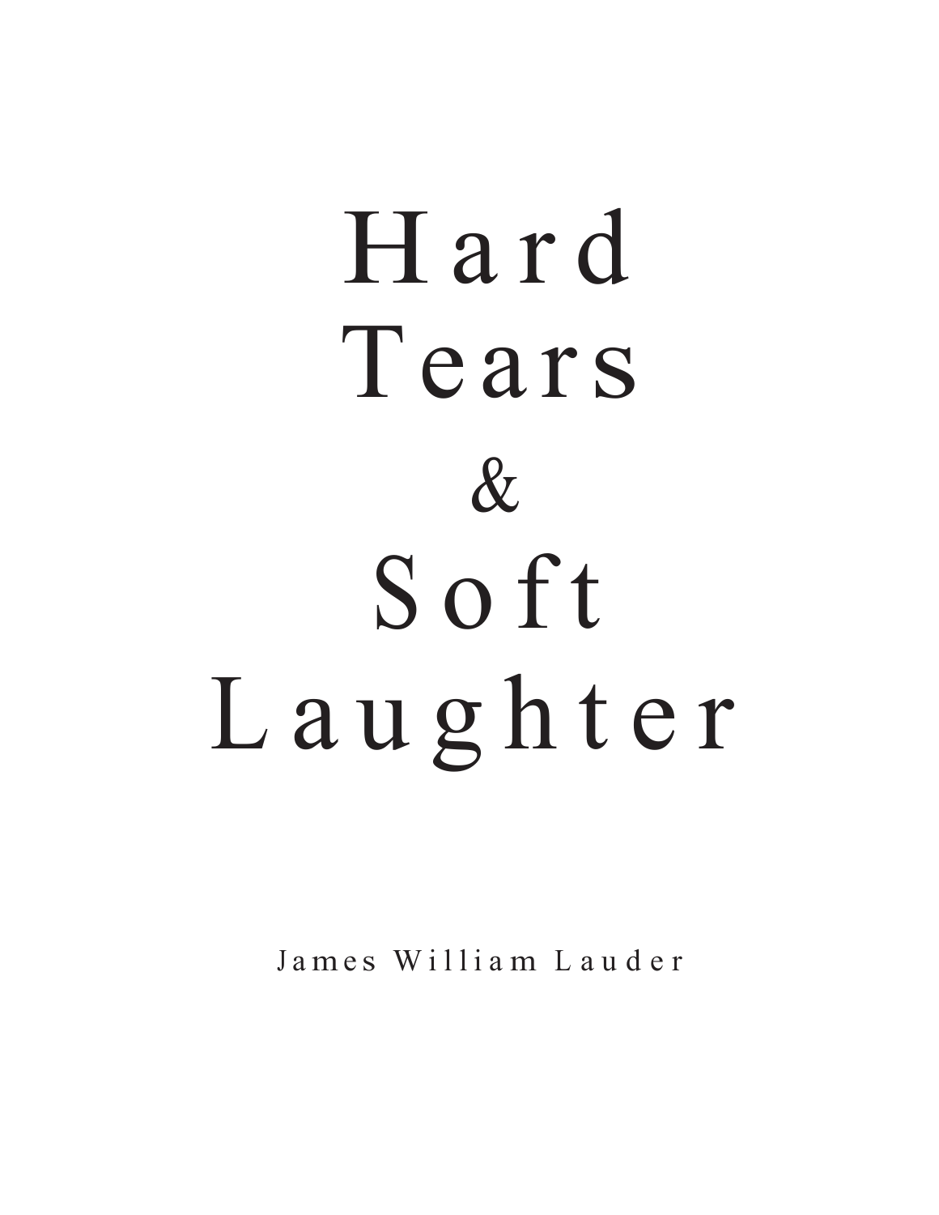# Hard Tears & Soft Laughter

James William Lauder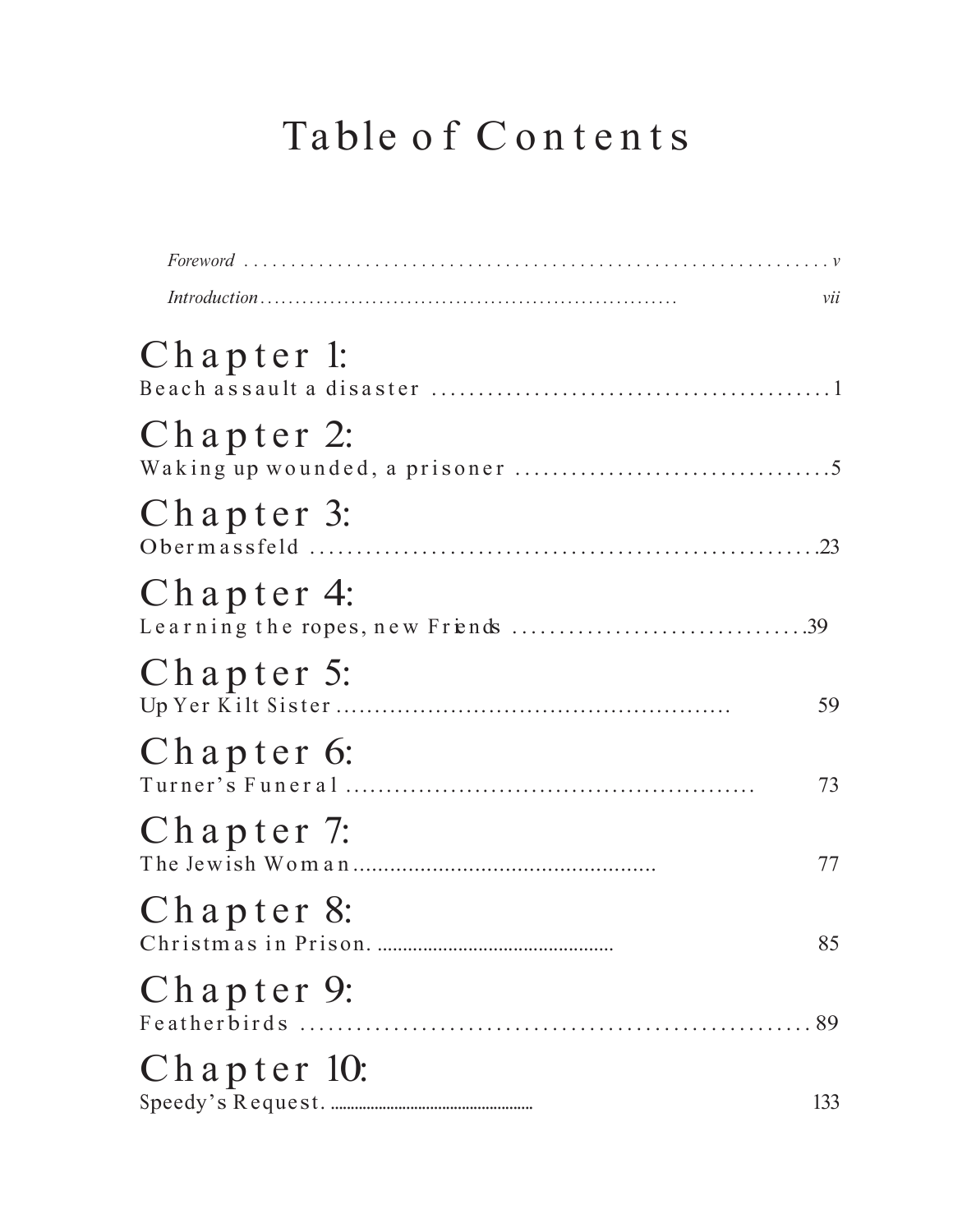# Table of Contents

*Foreword* . . . . . . . . . . . . . . . . . . . . . . . . . . . . . . . . . . . . . . . . . . . . . . . . . . . . . . . . . . . . . . . . . . . *v*

*Introduction* . . . . . . . . . . . . . . . . . . . . . . . . . . . . . . . . . . . . . . . . . . . . . . . . . . . . . . . . . . *vii*

## Chapter 1:
Beach assault a disaster . . . . . . . . . . . . . . . . . . . . . . . . . . . . . . . . . . . . . . . . . . . 1

## Chapter 2:
Waking up wounded, a prisoner . . . . . . . . . . . . . . . . . . . . . . . . . . . . . . . . . . 5

## Chapter 3:
Obermassfeld . . . . . . . . . . . . . . . . . . . . . . . . . . . . . . . . . . . . . . . . . . . . . . . . . . . . 23

## Chapter 4:
Learning the ropes, new Friends . . . . . . . . . . . . . . . . . . . . . . . . . . . . . . . . 39

## Chapter 5:
Up Yer Kilt Sister . . . . . . . . . . . . . . . . . . . . . . . . . . . . . . . . . . . . . . . . . . . . . . . . 59

## Chapter 6:
Turner's Funeral . . . . . . . . . . . . . . . . . . . . . . . . . . . . . . . . . . . . . . . . . . . . . . . . 73

## Chapter 7:
The Jewish Woman . . . . . . . . . . . . . . . . . . . . . . . . . . . . . . . . . . . . . . . . . . . . . . . 77

## Chapter 8:
Christmas in Prison. . . . . . . . . . . . . . . . . . . . . . . . . . . . . . . . . . . . . . . . . . . . . . . 85

## Chapter 9:
Featherbirds . . . . . . . . . . . . . . . . . . . . . . . . . . . . . . . . . . . . . . . . . . . . . . . . . . . . 89

## Chapter 10:
Speedy's Request. . . . . . . . . . . . . . . . . . . . . . . . . . . . . . . . . . . . . . . . . . . . . . . . 133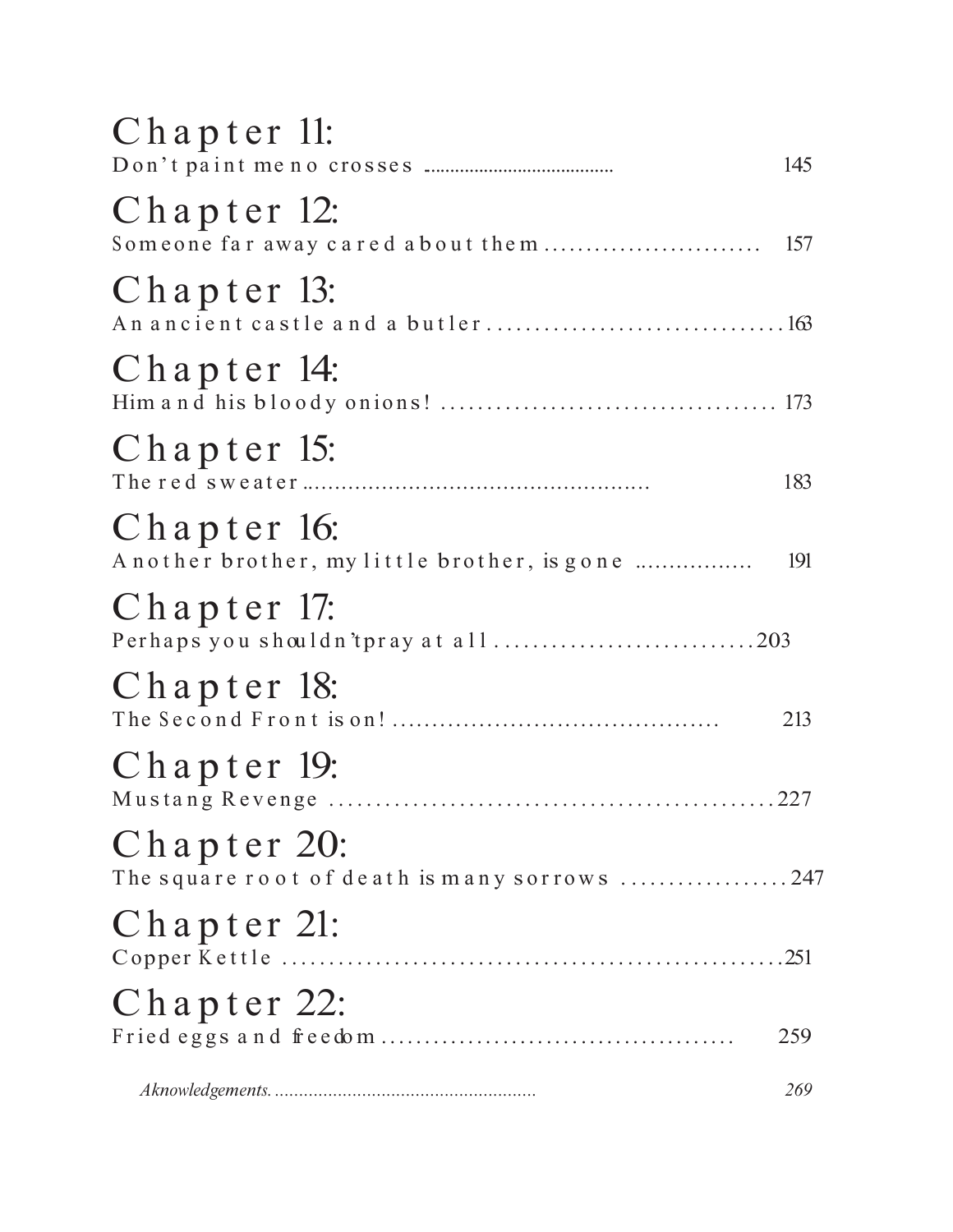## Chapter 11:
Don't paint me no crosses ....................................... 145

## Chapter 12:
Someone far away cared about them .......................... 157

## Chapter 13:
An ancient castle and a butler ................................ 163

## Chapter 14:
Him and his bloody onions! ..................................... 173

## Chapter 15:
The red sweater .................................................. 183

## Chapter 16:
Another brother, my little brother, is gone ................ 191

## Chapter 17:
Perhaps you shouldn't pray at all ............................ 203

## Chapter 18:
The Second Front is on! .......................................... 213

## Chapter 19:
Mustang Revenge ................................................. 227

## Chapter 20:
The square root of death is many sorrows .................. 247

## Chapter 21:
Copper Kettle ...................................................... 251

## Chapter 22:
Fried eggs and freedom ......................................... 259

*Aknowledgements...................................................... 269*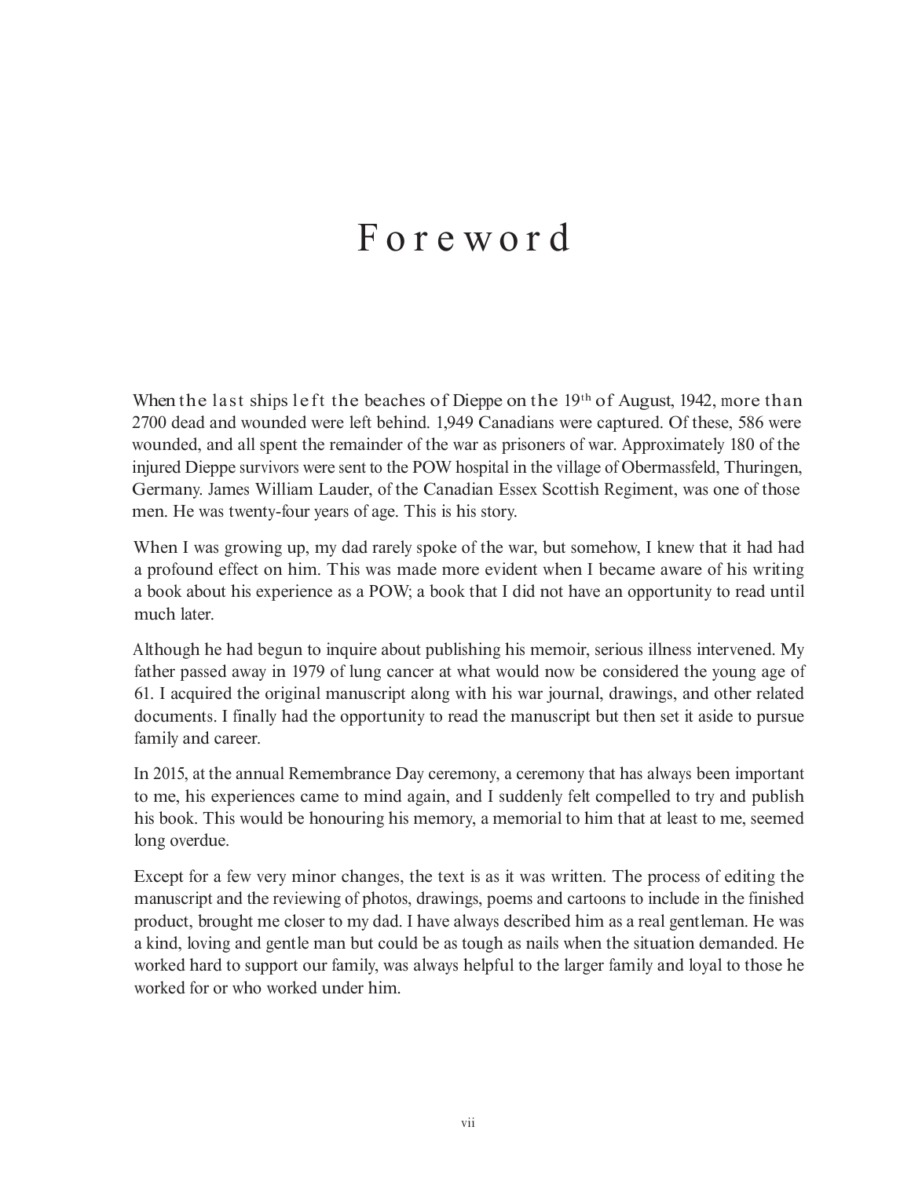# Foreword

When the last ships left the beaches of Dieppe on the 19th of August, 1942, more than 2700 dead and wounded were left behind. 1,949 Canadians were captured. Of these, 586 were wounded, and all spent the remainder of the war as prisoners of war. Approximately 180 of the injured Dieppe survivors were sent to the POW hospital in the village of Obermassfeld, Thuringen, Germany. James William Lauder, of the Canadian Essex Scottish Regiment, was one of those men. He was twenty-four years of age. This is his story.

When I was growing up, my dad rarely spoke of the war, but somehow, I knew that it had had a profound effect on him. This was made more evident when I became aware of his writing a book about his experience as a POW; a book that I did not have an opportunity to read until much later.

Although he had begun to inquire about publishing his memoir, serious illness intervened. My father passed away in 1979 of lung cancer at what would now be considered the young age of 61. I acquired the original manuscript along with his war journal, drawings, and other related documents. I finally had the opportunity to read the manuscript but then set it aside to pursue family and career.

In 2015, at the annual Remembrance Day ceremony, a ceremony that has always been important to me, his experiences came to mind again, and I suddenly felt compelled to try and publish his book. This would be honouring his memory, a memorial to him that at least to me, seemed long overdue.

Except for a few very minor changes, the text is as it was written. The process of editing the manuscript and the reviewing of photos, drawings, poems and cartoons to include in the finished product, brought me closer to my dad. I have always described him as a real gentleman. He was a kind, loving and gentle man but could be as tough as nails when the situation demanded. He worked hard to support our family, was always helpful to the larger family and loyal to those he worked for or who worked under him.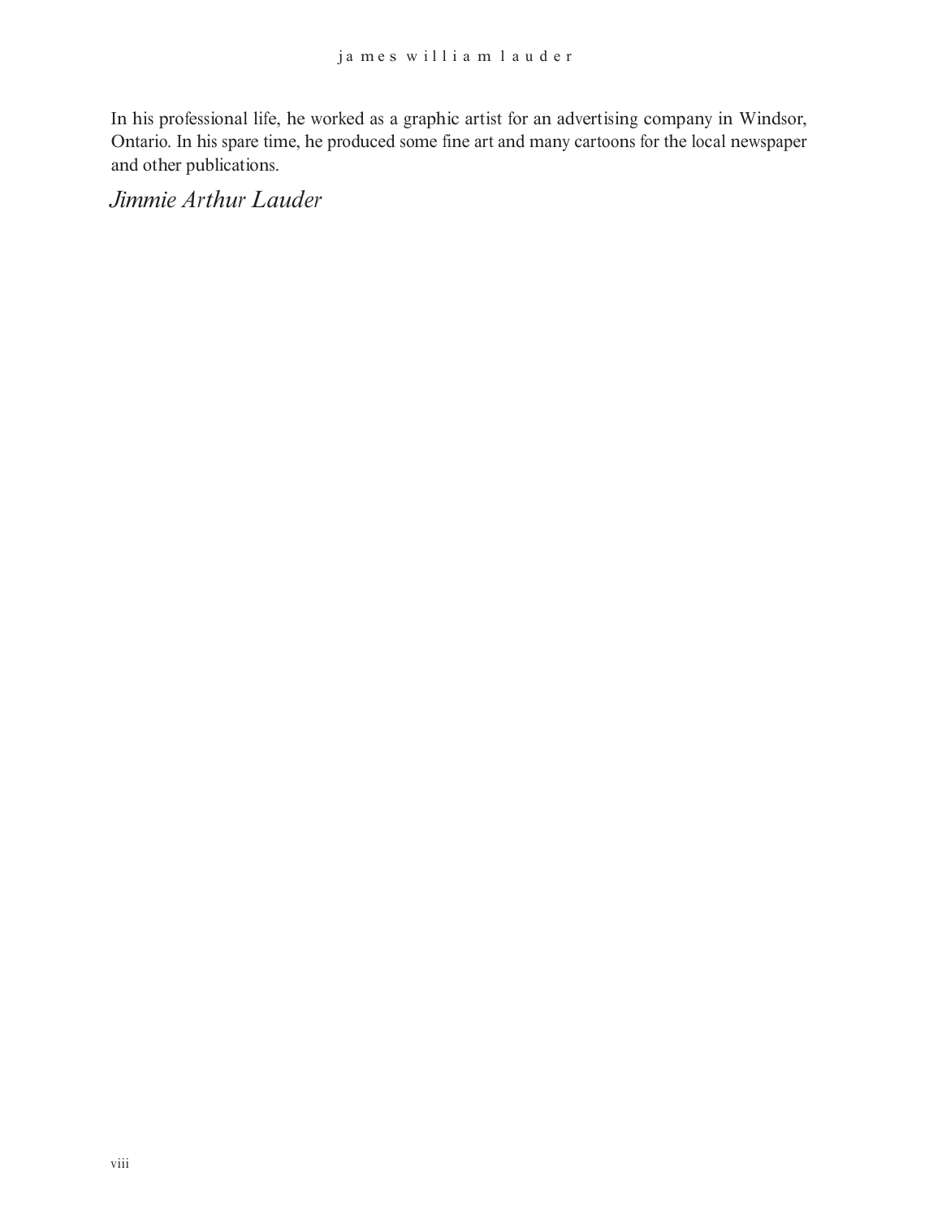In his professional life, he worked as a graphic artist for an advertising company in Windsor, Ontario. In his spare time, he produced some fine art and many cartoons for the local newspaper and other publications.

*Jimmie Arthur Lauder*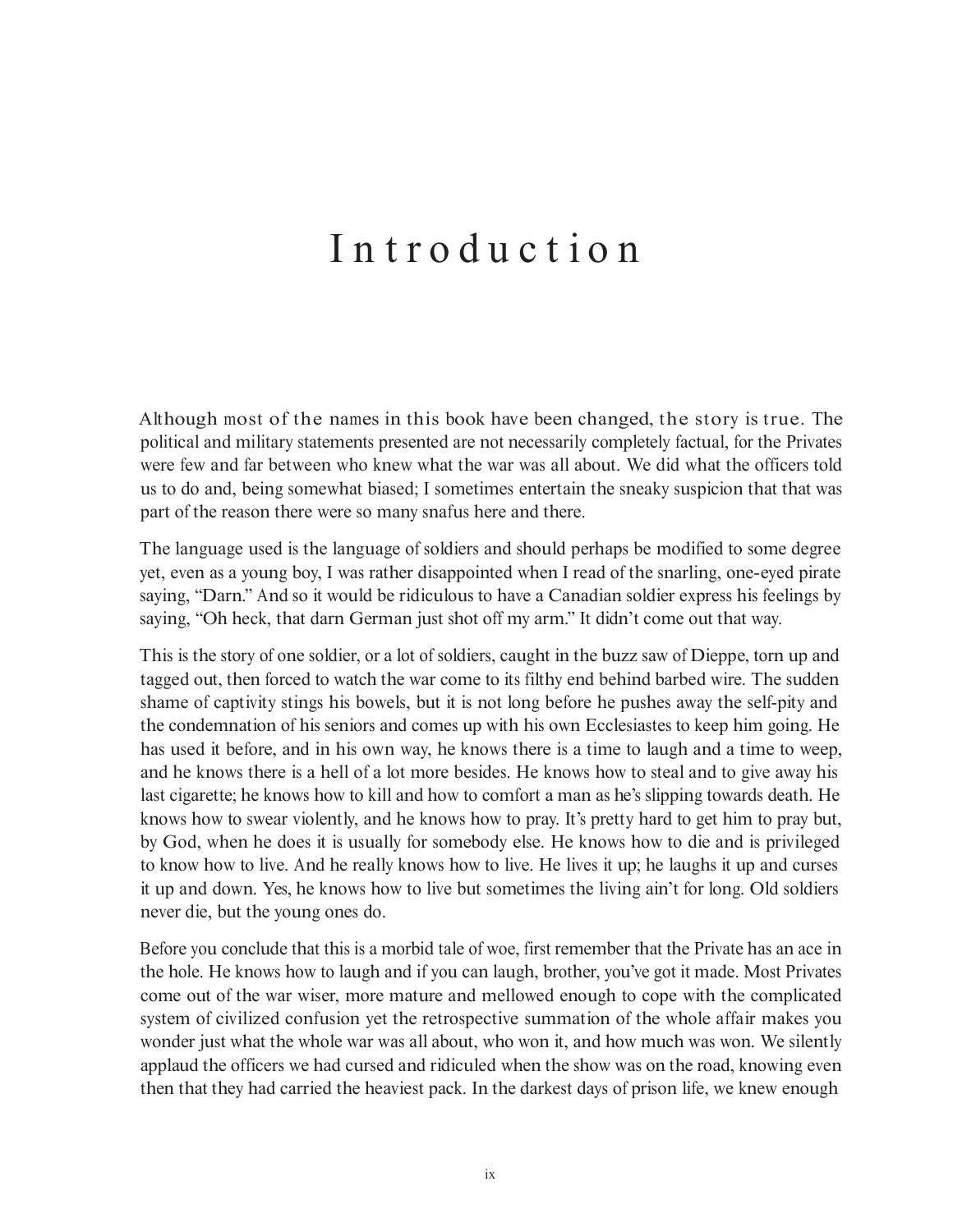# Introduction

Although most of the names in this book have been changed, the story is true. The political and military statements presented are not necessarily completely factual, for the Privates were few and far between who knew what the war was all about. We did what the officers told us to do and, being somewhat biased; I sometimes entertain the sneaky suspicion that that was part of the reason there were so many snafus here and there.

The language used is the language of soldiers and should perhaps be modified to some degree yet, even as a young boy, I was rather disappointed when I read of the snarling, one-eyed pirate saying, "Darn." And so it would be ridiculous to have a Canadian soldier express his feelings by saying, "Oh heck, that darn German just shot off my arm." It didn't come out that way.

This is the story of one soldier, or a lot of soldiers, caught in the buzz saw of Dieppe, torn up and tagged out, then forced to watch the war come to its filthy end behind barbed wire. The sudden shame of captivity stings his bowels, but it is not long before he pushes away the self-pity and the condemnation of his seniors and comes up with his own Ecclesiastes to keep him going. He has used it before, and in his own way, he knows there is a time to laugh and a time to weep, and he knows there is a hell of a lot more besides. He knows how to steal and to give away his last cigarette; he knows how to kill and how to comfort a man as he's slipping towards death. He knows how to swear violently, and he knows how to pray. It's pretty hard to get him to pray but, by God, when he does it is usually for somebody else. He knows how to die and is privileged to know how to live. And he really knows how to live. He lives it up; he laughs it up and curses it up and down. Yes, he knows how to live but sometimes the living ain't for long. Old soldiers never die, but the young ones do.

Before you conclude that this is a morbid tale of woe, first remember that the Private has an ace in the hole. He knows how to laugh and if you can laugh, brother, you've got it made. Most Privates come out of the war wiser, more mature and mellowed enough to cope with the complicated system of civilized confusion yet the retrospective summation of the whole affair makes you wonder just what the whole war was all about, who won it, and how much was won. We silently applaud the officers we had cursed and ridiculed when the show was on the road, knowing even then that they had carried the heaviest pack. In the darkest days of prison life, we knew enough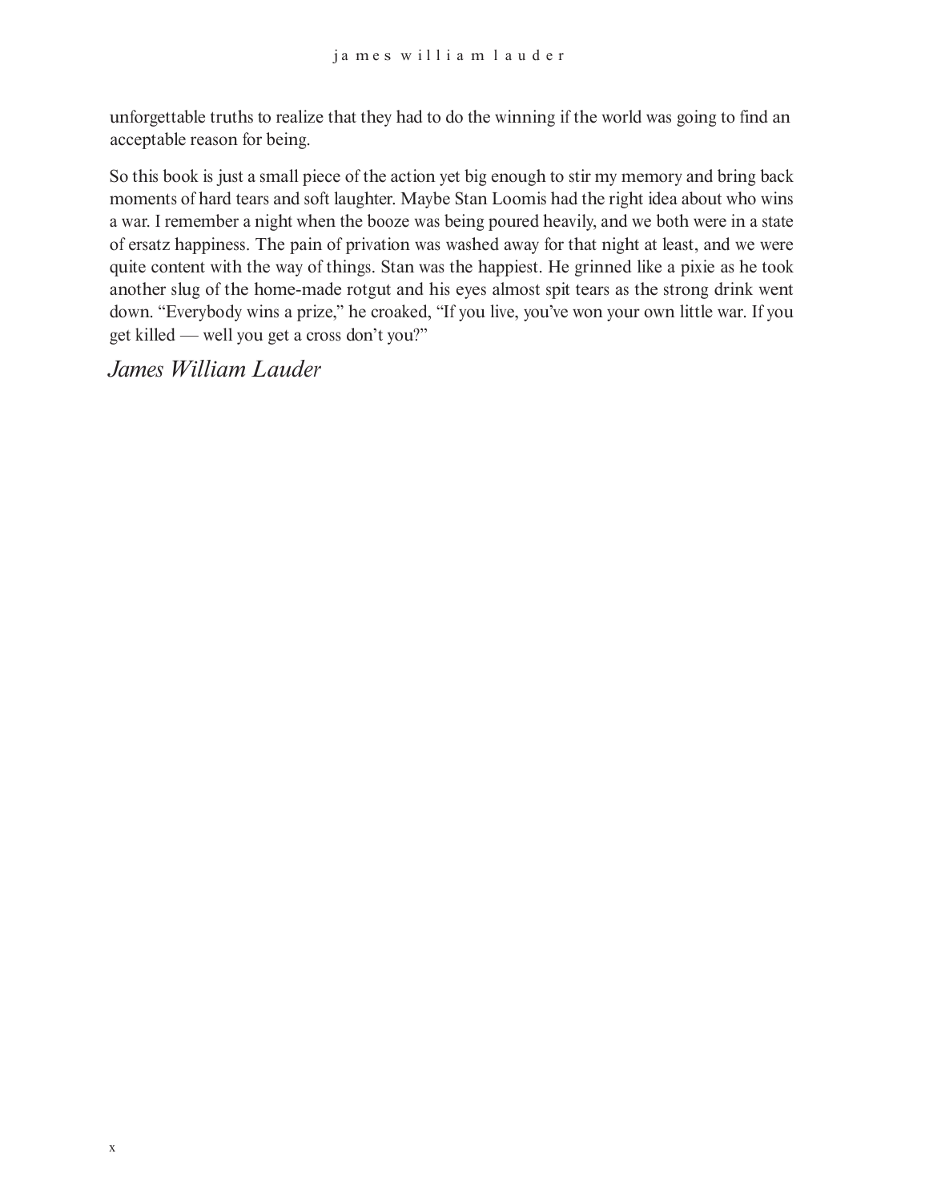unforgettable truths to realize that they had to do the winning if the world was going to find an acceptable reason for being.

So this book is just a small piece of the action yet big enough to stir my memory and bring back moments of hard tears and soft laughter. Maybe Stan Loomis had the right idea about who wins a war. I remember a night when the booze was being poured heavily, and we both were in a state of ersatz happiness. The pain of privation was washed away for that night at least, and we were quite content with the way of things. Stan was the happiest. He grinned like a pixie as he took another slug of the home-made rotgut and his eyes almost spit tears as the strong drink went down. “Everybody wins a prize,” he croaked, “If you live, you’ve won your own little war. If you get killed — well you get a cross don’t you?”

*James William Lauder*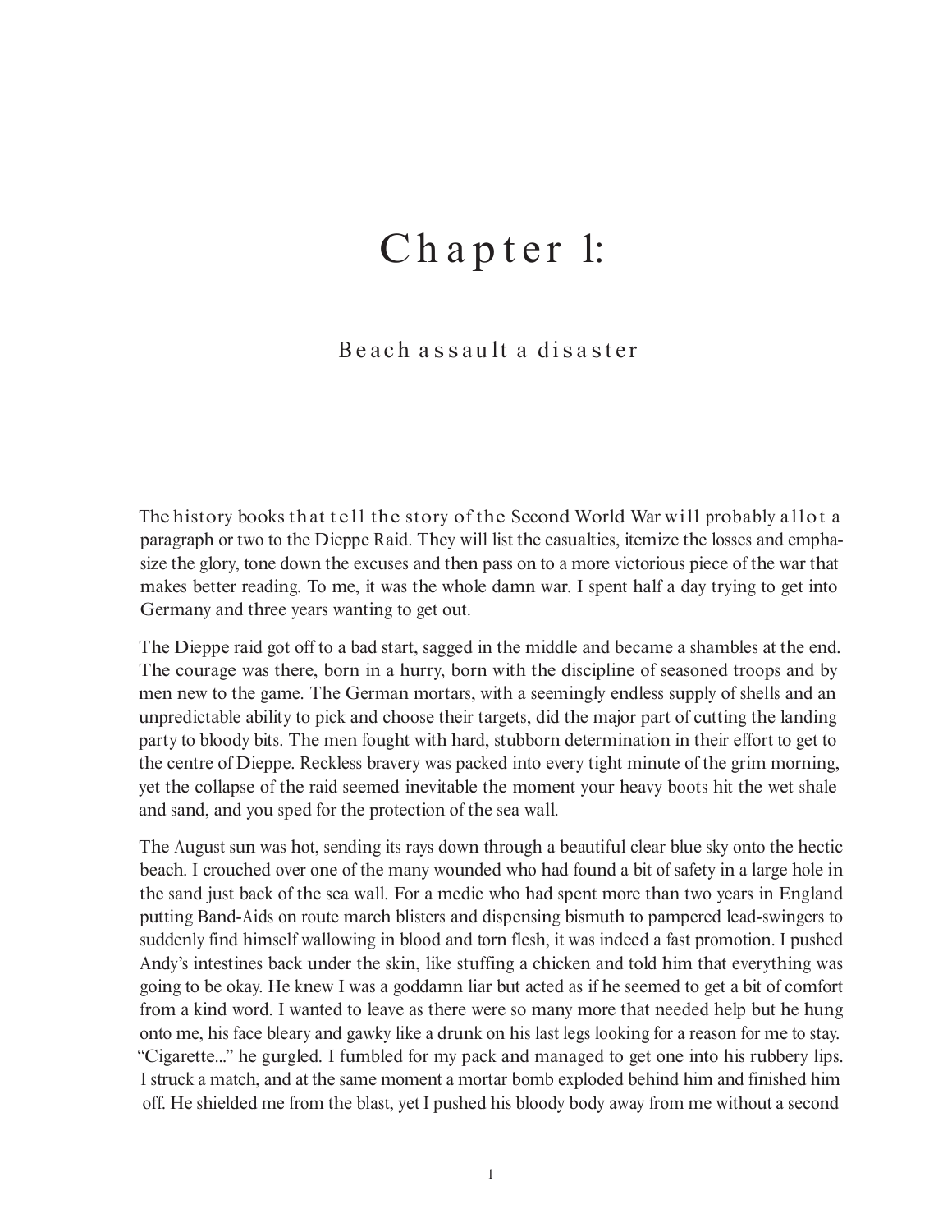# Chapter 1:

## Beach assault a disaster

The history books that tell the story of the Second World War will probably allot a paragraph or two to the Dieppe Raid. They will list the casualties, itemize the losses and emphasize the glory, tone down the excuses and then pass on to a more victorious piece of the war that makes better reading. To me, it was the whole damn war. I spent half a day trying to get into Germany and three years wanting to get out.

The Dieppe raid got off to a bad start, sagged in the middle and became a shambles at the end. The courage was there, born in a hurry, born with the discipline of seasoned troops and by men new to the game. The German mortars, with a seemingly endless supply of shells and an unpredictable ability to pick and choose their targets, did the major part of cutting the landing party to bloody bits. The men fought with hard, stubborn determination in their effort to get to the centre of Dieppe. Reckless bravery was packed into every tight minute of the grim morning, yet the collapse of the raid seemed inevitable the moment your heavy boots hit the wet shale and sand, and you sped for the protection of the sea wall.

The August sun was hot, sending its rays down through a beautiful clear blue sky onto the hectic beach. I crouched over one of the many wounded who had found a bit of safety in a large hole in the sand just back of the sea wall. For a medic who had spent more than two years in England putting Band-Aids on route march blisters and dispensing bismuth to pampered lead-swingers to suddenly find himself wallowing in blood and torn flesh, it was indeed a fast promotion. I pushed Andy's intestines back under the skin, like stuffing a chicken and told him that everything was going to be okay. He knew I was a goddamn liar but acted as if he seemed to get a bit of comfort from a kind word. I wanted to leave as there were so many more that needed help but he hung onto me, his face bleary and gawky like a drunk on his last legs looking for a reason for me to stay. "Cigarette..." he gurgled. I fumbled for my pack and managed to get one into his rubbery lips. I struck a match, and at the same moment a mortar bomb exploded behind him and finished him off. He shielded me from the blast, yet I pushed his bloody body away from me without a second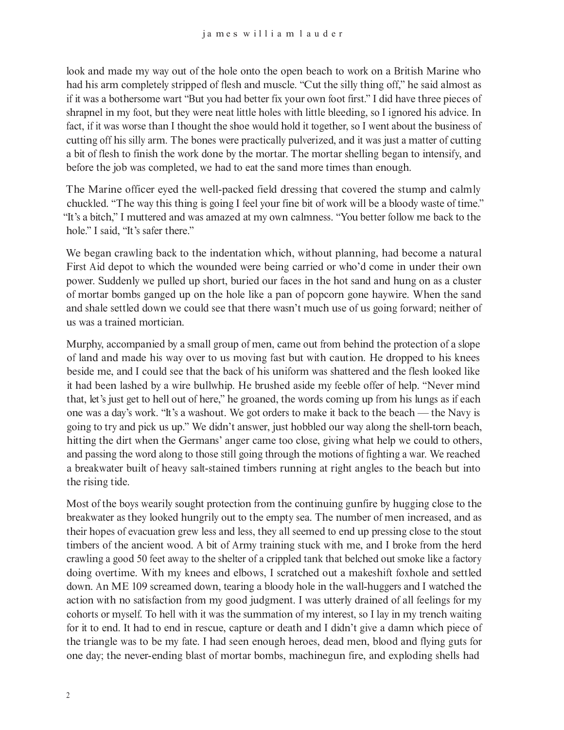look and made my way out of the hole onto the open beach to work on a British Marine who had his arm completely stripped of flesh and muscle. "Cut the silly thing off," he said almost as if it was a bothersome wart "But you had better fix your own foot first." I did have three pieces of shrapnel in my foot, but they were neat little holes with little bleeding, so I ignored his advice. In fact, if it was worse than I thought the shoe would hold it together, so I went about the business of cutting off his silly arm. The bones were practically pulverized, and it was just a matter of cutting a bit of flesh to finish the work done by the mortar. The mortar shelling began to intensify, and before the job was completed, we had to eat the sand more times than enough.

The Marine officer eyed the well-packed field dressing that covered the stump and calmly chuckled. "The way this thing is going I feel your fine bit of work will be a bloody waste of time." "It's a bitch," I muttered and was amazed at my own calmness. "You better follow me back to the hole." I said, "It's safer there."

We began crawling back to the indentation which, without planning, had become a natural First Aid depot to which the wounded were being carried or who'd come in under their own power. Suddenly we pulled up short, buried our faces in the hot sand and hung on as a cluster of mortar bombs ganged up on the hole like a pan of popcorn gone haywire. When the sand and shale settled down we could see that there wasn't much use of us going forward; neither of us was a trained mortician.

Murphy, accompanied by a small group of men, came out from behind the protection of a slope of land and made his way over to us moving fast but with caution. He dropped to his knees beside me, and I could see that the back of his uniform was shattered and the flesh looked like it had been lashed by a wire bullwhip. He brushed aside my feeble offer of help. "Never mind that, let's just get to hell out of here," he groaned, the words coming up from his lungs as if each one was a day's work. "It's a washout. We got orders to make it back to the beach — the Navy is going to try and pick us up." We didn't answer, just hobbled our way along the shell-torn beach, hitting the dirt when the Germans' anger came too close, giving what help we could to others, and passing the word along to those still going through the motions of fighting a war. We reached a breakwater built of heavy salt-stained timbers running at right angles to the beach but into the rising tide.

Most of the boys wearily sought protection from the continuing gunfire by hugging close to the breakwater as they looked hungrily out to the empty sea. The number of men increased, and as their hopes of evacuation grew less and less, they all seemed to end up pressing close to the stout timbers of the ancient wood. A bit of Army training stuck with me, and I broke from the herd crawling a good 50 feet away to the shelter of a crippled tank that belched out smoke like a factory doing overtime. With my knees and elbows, I scratched out a makeshift foxhole and settled down. An ME 109 screamed down, tearing a bloody hole in the wall-huggers and I watched the action with no satisfaction from my good judgment. I was utterly drained of all feelings for my cohorts or myself. To hell with it was the summation of my interest, so I lay in my trench waiting for it to end. It had to end in rescue, capture or death and I didn't give a damn which piece of the triangle was to be my fate. I had seen enough heroes, dead men, blood and flying guts for one day; the never-ending blast of mortar bombs, machinegun fire, and exploding shells had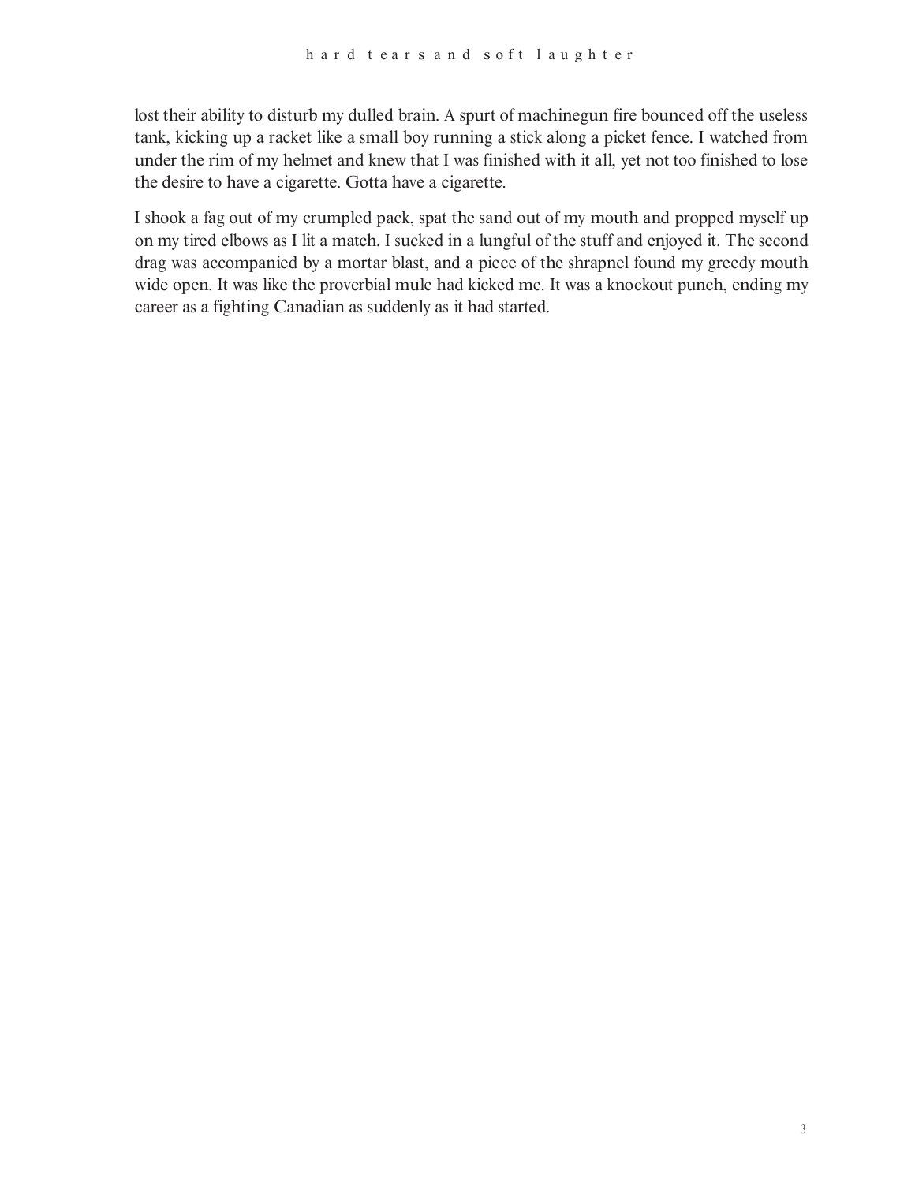lost their ability to disturb my dulled brain. A spurt of machinegun fire bounced off the useless tank, kicking up a racket like a small boy running a stick along a picket fence. I watched from under the rim of my helmet and knew that I was finished with it all, yet not too finished to lose the desire to have a cigarette. Gotta have a cigarette.

I shook a fag out of my crumpled pack, spat the sand out of my mouth and propped myself up on my tired elbows as I lit a match. I sucked in a lungful of the stuff and enjoyed it. The second drag was accompanied by a mortar blast, and a piece of the shrapnel found my greedy mouth wide open. It was like the proverbial mule had kicked me. It was a knockout punch, ending my career as a fighting Canadian as suddenly as it had started.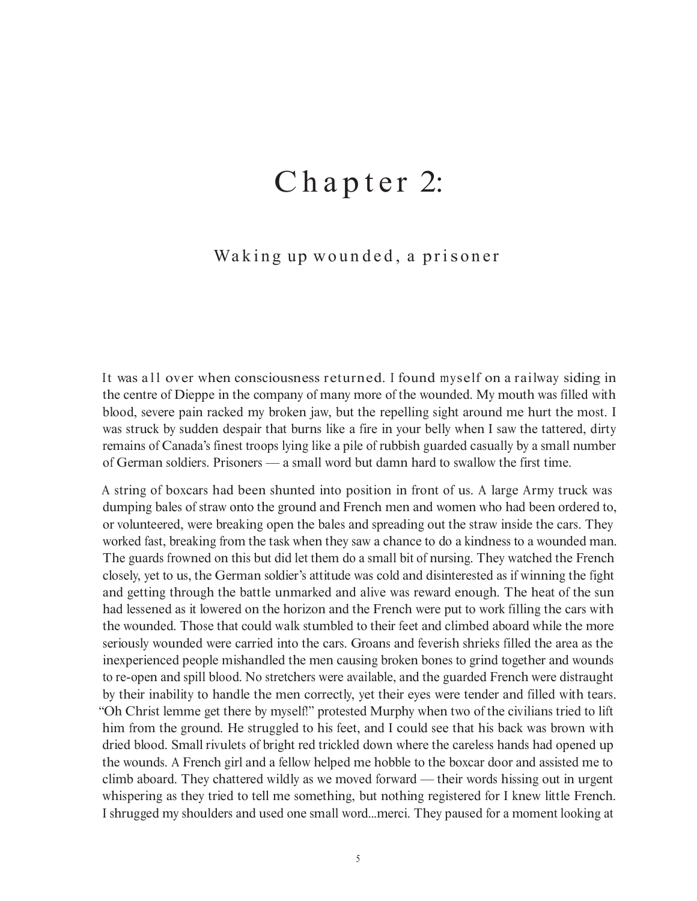# Chapter 2:

## Waking up wounded, a prisoner

It was all over when consciousness returned. I found myself on a railway siding in the centre of Dieppe in the company of many more of the wounded. My mouth was filled with blood, severe pain racked my broken jaw, but the repelling sight around me hurt the most. I was struck by sudden despair that burns like a fire in your belly when I saw the tattered, dirty remains of Canada's finest troops lying like a pile of rubbish guarded casually by a small number of German soldiers. Prisoners — a small word but damn hard to swallow the first time.

A string of boxcars had been shunted into position in front of us. A large Army truck was dumping bales of straw onto the ground and French men and women who had been ordered to, or volunteered, were breaking open the bales and spreading out the straw inside the cars. They worked fast, breaking from the task when they saw a chance to do a kindness to a wounded man. The guards frowned on this but did let them do a small bit of nursing. They watched the French closely, yet to us, the German soldier's attitude was cold and disinterested as if winning the fight and getting through the battle unmarked and alive was reward enough. The heat of the sun had lessened as it lowered on the horizon and the French were put to work filling the cars with the wounded. Those that could walk stumbled to their feet and climbed aboard while the more seriously wounded were carried into the cars. Groans and feverish shrieks filled the area as the inexperienced people mishandled the men causing broken bones to grind together and wounds to re-open and spill blood. No stretchers were available, and the guarded French were distraught by their inability to handle the men correctly, yet their eyes were tender and filled with tears. "Oh Christ lemme get there by myself!" protested Murphy when two of the civilians tried to lift him from the ground. He struggled to his feet, and I could see that his back was brown with dried blood. Small rivulets of bright red trickled down where the careless hands had opened up the wounds. A French girl and a fellow helped me hobble to the boxcar door and assisted me to climb aboard. They chattered wildly as we moved forward — their words hissing out in urgent whispering as they tried to tell me something, but nothing registered for I knew little French. I shrugged my shoulders and used one small word...merci. They paused for a moment looking at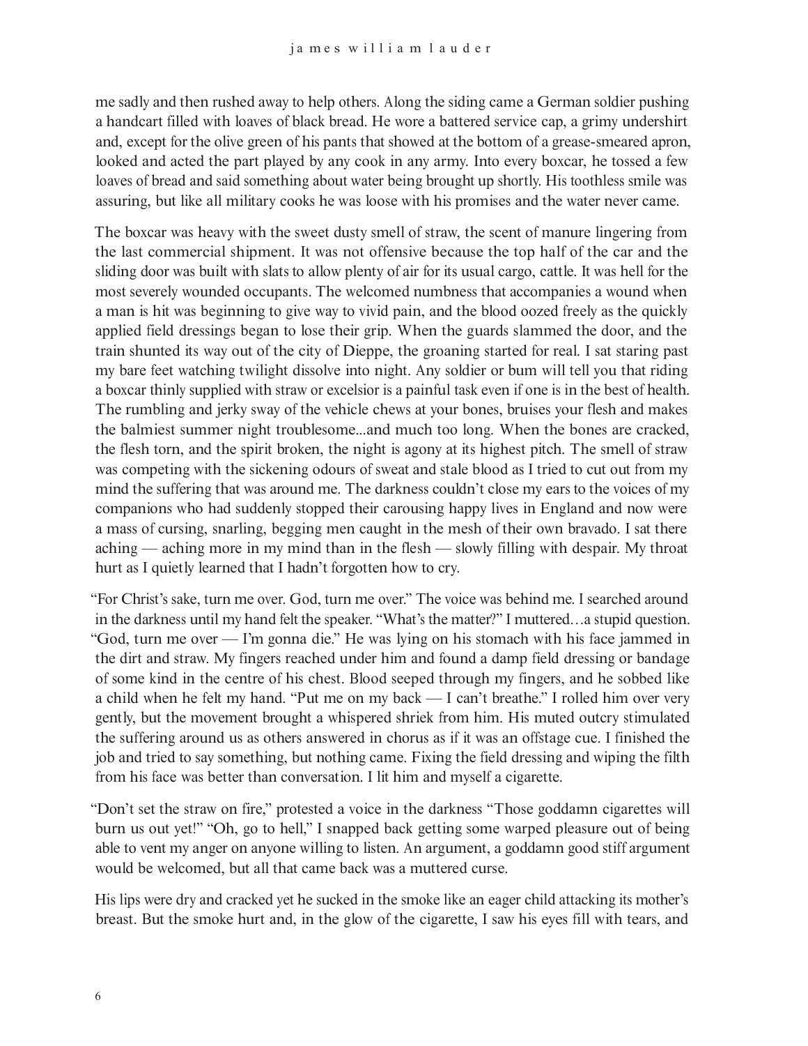me sadly and then rushed away to help others. Along the siding came a German soldier pushing a handcart filled with loaves of black bread. He wore a battered service cap, a grimy undershirt and, except for the olive green of his pants that showed at the bottom of a grease-smeared apron, looked and acted the part played by any cook in any army. Into every boxcar, he tossed a few loaves of bread and said something about water being brought up shortly. His toothless smile was assuring, but like all military cooks he was loose with his promises and the water never came.

The boxcar was heavy with the sweet dusty smell of straw, the scent of manure lingering from the last commercial shipment. It was not offensive because the top half of the car and the sliding door was built with slats to allow plenty of air for its usual cargo, cattle. It was hell for the most severely wounded occupants. The welcomed numbness that accompanies a wound when a man is hit was beginning to give way to vivid pain, and the blood oozed freely as the quickly applied field dressings began to lose their grip. When the guards slammed the door, and the train shunted its way out of the city of Dieppe, the groaning started for real. I sat staring past my bare feet watching twilight dissolve into night. Any soldier or bum will tell you that riding a boxcar thinly supplied with straw or excelsior is a painful task even if one is in the best of health. The rumbling and jerky sway of the vehicle chews at your bones, bruises your flesh and makes the balmiest summer night troublesome...and much too long. When the bones are cracked, the flesh torn, and the spirit broken, the night is agony at its highest pitch. The smell of straw was competing with the sickening odours of sweat and stale blood as I tried to cut out from my mind the suffering that was around me. The darkness couldn't close my ears to the voices of my companions who had suddenly stopped their carousing happy lives in England and now were a mass of cursing, snarling, begging men caught in the mesh of their own bravado. I sat there aching — aching more in my mind than in the flesh — slowly filling with despair. My throat hurt as I quietly learned that I hadn't forgotten how to cry.

"For Christ's sake, turn me over. God, turn me over." The voice was behind me. I searched around in the darkness until my hand felt the speaker. "What's the matter?" I muttered…a stupid question. "God, turn me over — I'm gonna die." He was lying on his stomach with his face jammed in the dirt and straw. My fingers reached under him and found a damp field dressing or bandage of some kind in the centre of his chest. Blood seeped through my fingers, and he sobbed like a child when he felt my hand. "Put me on my back — I can't breathe." I rolled him over very gently, but the movement brought a whispered shriek from him. His muted outcry stimulated the suffering around us as others answered in chorus as if it was an offstage cue. I finished the job and tried to say something, but nothing came. Fixing the field dressing and wiping the filth from his face was better than conversation. I lit him and myself a cigarette.

"Don't set the straw on fire," protested a voice in the darkness "Those goddamn cigarettes will burn us out yet!" "Oh, go to hell," I snapped back getting some warped pleasure out of being able to vent my anger on anyone willing to listen. An argument, a goddamn good stiff argument would be welcomed, but all that came back was a muttered curse.

His lips were dry and cracked yet he sucked in the smoke like an eager child attacking its mother's breast. But the smoke hurt and, in the glow of the cigarette, I saw his eyes fill with tears, and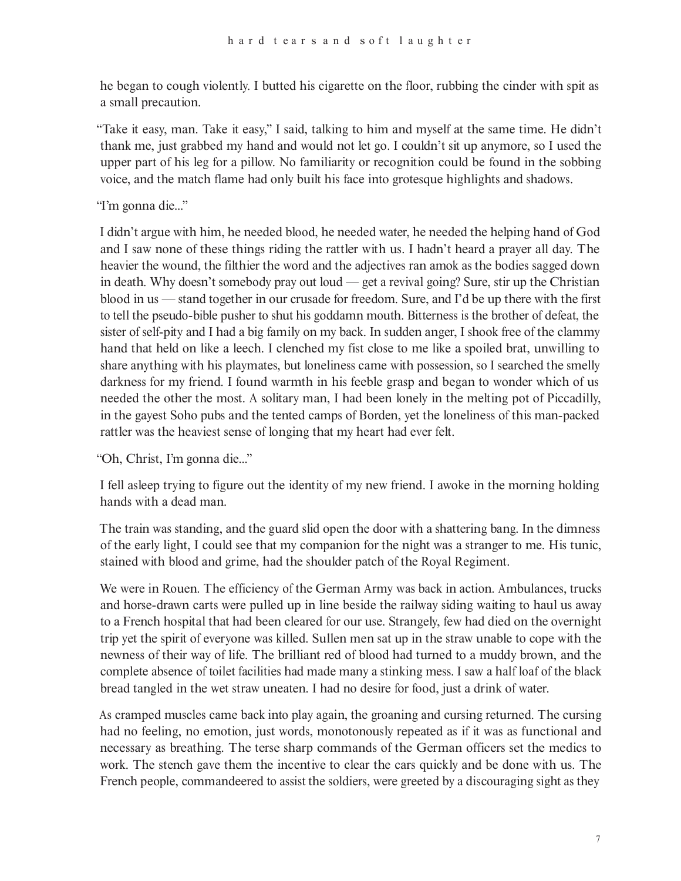he began to cough violently. I butted his cigarette on the floor, rubbing the cinder with spit as a small precaution.

"Take it easy, man. Take it easy," I said, talking to him and myself at the same time. He didn't thank me, just grabbed my hand and would not let go. I couldn't sit up anymore, so I used the upper part of his leg for a pillow. No familiarity or recognition could be found in the sobbing voice, and the match flame had only built his face into grotesque highlights and shadows.

"I'm gonna die..."

I didn't argue with him, he needed blood, he needed water, he needed the helping hand of God and I saw none of these things riding the rattler with us. I hadn't heard a prayer all day. The heavier the wound, the filthier the word and the adjectives ran amok as the bodies sagged down in death. Why doesn't somebody pray out loud — get a revival going? Sure, stir up the Christian blood in us — stand together in our crusade for freedom. Sure, and I'd be up there with the first to tell the pseudo-bible pusher to shut his goddamn mouth. Bitterness is the brother of defeat, the sister of self-pity and I had a big family on my back. In sudden anger, I shook free of the clammy hand that held on like a leech. I clenched my fist close to me like a spoiled brat, unwilling to share anything with his playmates, but loneliness came with possession, so I searched the smelly darkness for my friend. I found warmth in his feeble grasp and began to wonder which of us needed the other the most. A solitary man, I had been lonely in the melting pot of Piccadilly, in the gayest Soho pubs and the tented camps of Borden, yet the loneliness of this man-packed rattler was the heaviest sense of longing that my heart had ever felt.

"Oh, Christ, I'm gonna die..."

I fell asleep trying to figure out the identity of my new friend. I awoke in the morning holding hands with a dead man.

The train was standing, and the guard slid open the door with a shattering bang. In the dimness of the early light, I could see that my companion for the night was a stranger to me. His tunic, stained with blood and grime, had the shoulder patch of the Royal Regiment.

We were in Rouen. The efficiency of the German Army was back in action. Ambulances, trucks and horse-drawn carts were pulled up in line beside the railway siding waiting to haul us away to a French hospital that had been cleared for our use. Strangely, few had died on the overnight trip yet the spirit of everyone was killed. Sullen men sat up in the straw unable to cope with the newness of their way of life. The brilliant red of blood had turned to a muddy brown, and the complete absence of toilet facilities had made many a stinking mess. I saw a half loaf of the black bread tangled in the wet straw uneaten. I had no desire for food, just a drink of water.

As cramped muscles came back into play again, the groaning and cursing returned. The cursing had no feeling, no emotion, just words, monotonously repeated as if it was as functional and necessary as breathing. The terse sharp commands of the German officers set the medics to work. The stench gave them the incentive to clear the cars quickly and be done with us. The French people, commandeered to assist the soldiers, were greeted by a discouraging sight as they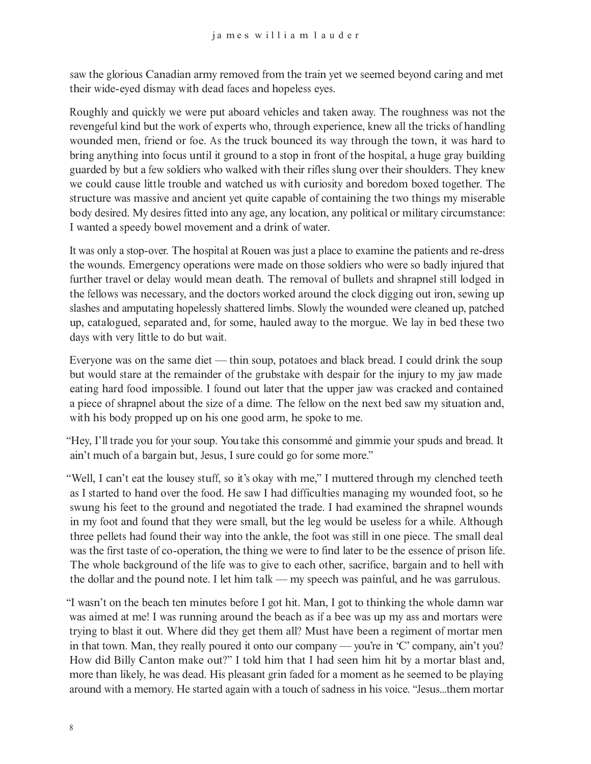saw the glorious Canadian army removed from the train yet we seemed beyond caring and met their wide-eyed dismay with dead faces and hopeless eyes.

Roughly and quickly we were put aboard vehicles and taken away. The roughness was not the revengeful kind but the work of experts who, through experience, knew all the tricks of handling wounded men, friend or foe. As the truck bounced its way through the town, it was hard to bring anything into focus until it ground to a stop in front of the hospital, a huge gray building guarded by but a few soldiers who walked with their rifles slung over their shoulders. They knew we could cause little trouble and watched us with curiosity and boredom boxed together. The structure was massive and ancient yet quite capable of containing the two things my miserable body desired. My desires fitted into any age, any location, any political or military circumstance: I wanted a speedy bowel movement and a drink of water.

It was only a stop-over. The hospital at Rouen was just a place to examine the patients and re-dress the wounds. Emergency operations were made on those soldiers who were so badly injured that further travel or delay would mean death. The removal of bullets and shrapnel still lodged in the fellows was necessary, and the doctors worked around the clock digging out iron, sewing up slashes and amputating hopelessly shattered limbs. Slowly the wounded were cleaned up, patched up, catalogued, separated and, for some, hauled away to the morgue. We lay in bed these two days with very little to do but wait.

Everyone was on the same diet — thin soup, potatoes and black bread. I could drink the soup but would stare at the remainder of the grubstake with despair for the injury to my jaw made eating hard food impossible. I found out later that the upper jaw was cracked and contained a piece of shrapnel about the size of a dime. The fellow on the next bed saw my situation and, with his body propped up on his one good arm, he spoke to me.

"Hey, I'll trade you for your soup. You take this consommé and gimmie your spuds and bread. It ain't much of a bargain but, Jesus, I sure could go for some more."

"Well, I can't eat the lousey stuff, so it's okay with me," I muttered through my clenched teeth as I started to hand over the food. He saw I had difficulties managing my wounded foot, so he swung his feet to the ground and negotiated the trade. I had examined the shrapnel wounds in my foot and found that they were small, but the leg would be useless for a while. Although three pellets had found their way into the ankle, the foot was still in one piece. The small deal was the first taste of co-operation, the thing we were to find later to be the essence of prison life. The whole background of the life was to give to each other, sacrifice, bargain and to hell with the dollar and the pound note. I let him talk — my speech was painful, and he was garrulous.

"I wasn't on the beach ten minutes before I got hit. Man, I got to thinking the whole damn war was aimed at me! I was running around the beach as if a bee was up my ass and mortars were trying to blast it out. Where did they get them all? Must have been a regiment of mortar men in that town. Man, they really poured it onto our company — you're in 'C' company, ain't you? How did Billy Canton make out?" I told him that I had seen him hit by a mortar blast and, more than likely, he was dead. His pleasant grin faded for a moment as he seemed to be playing around with a memory. He started again with a touch of sadness in his voice. "Jesus...them mortar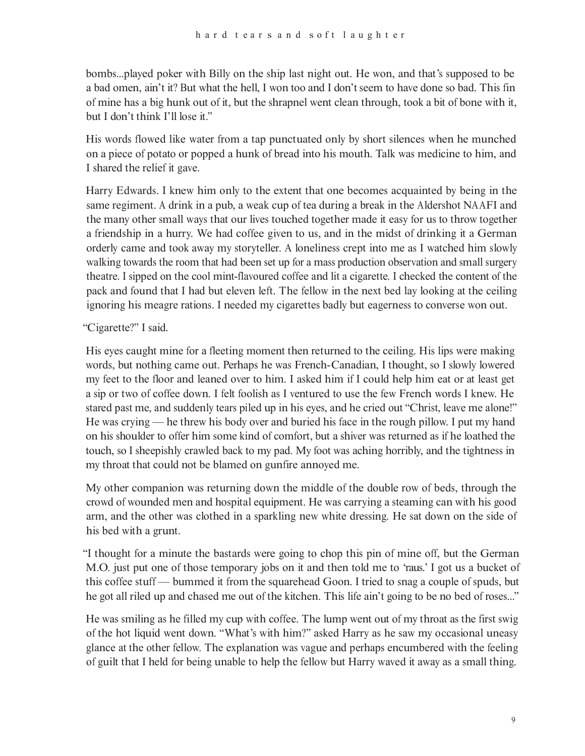bombs...played poker with Billy on the ship last night out. He won, and that's supposed to be a bad omen, ain't it? But what the hell, I won too and I don't seem to have done so bad. This fin of mine has a big hunk out of it, but the shrapnel went clean through, took a bit of bone with it, but I don't think I'll lose it."

His words flowed like water from a tap punctuated only by short silences when he munched on a piece of potato or popped a hunk of bread into his mouth. Talk was medicine to him, and I shared the relief it gave.

Harry Edwards. I knew him only to the extent that one becomes acquainted by being in the same regiment. A drink in a pub, a weak cup of tea during a break in the Aldershot NAAFI and the many other small ways that our lives touched together made it easy for us to throw together a friendship in a hurry. We had coffee given to us, and in the midst of drinking it a German orderly came and took away my storyteller. A loneliness crept into me as I watched him slowly walking towards the room that had been set up for a mass production observation and small surgery theatre. I sipped on the cool mint-flavoured coffee and lit a cigarette. I checked the content of the pack and found that I had but eleven left. The fellow in the next bed lay looking at the ceiling ignoring his meagre rations. I needed my cigarettes badly but eagerness to converse won out.

"Cigarette?" I said.

His eyes caught mine for a fleeting moment then returned to the ceiling. His lips were making words, but nothing came out. Perhaps he was French-Canadian, I thought, so I slowly lowered my feet to the floor and leaned over to him. I asked him if I could help him eat or at least get a sip or two of coffee down. I felt foolish as I ventured to use the few French words I knew. He stared past me, and suddenly tears piled up in his eyes, and he cried out "Christ, leave me alone!" He was crying — he threw his body over and buried his face in the rough pillow. I put my hand on his shoulder to offer him some kind of comfort, but a shiver was returned as if he loathed the touch, so I sheepishly crawled back to my pad. My foot was aching horribly, and the tightness in my throat that could not be blamed on gunfire annoyed me.

My other companion was returning down the middle of the double row of beds, through the crowd of wounded men and hospital equipment. He was carrying a steaming can with his good arm, and the other was clothed in a sparkling new white dressing. He sat down on the side of his bed with a grunt.

"I thought for a minute the bastards were going to chop this pin of mine off, but the German M.O. just put one of those temporary jobs on it and then told me to 'raus.' I got us a bucket of this coffee stuff — bummed it from the squarehead Goon. I tried to snag a couple of spuds, but he got all riled up and chased me out of the kitchen. This life ain't going to be no bed of roses..."

He was smiling as he filled my cup with coffee. The lump went out of my throat as the first swig of the hot liquid went down. "What's with him?" asked Harry as he saw my occasional uneasy glance at the other fellow. The explanation was vague and perhaps encumbered with the feeling of guilt that I held for being unable to help the fellow but Harry waved it away as a small thing.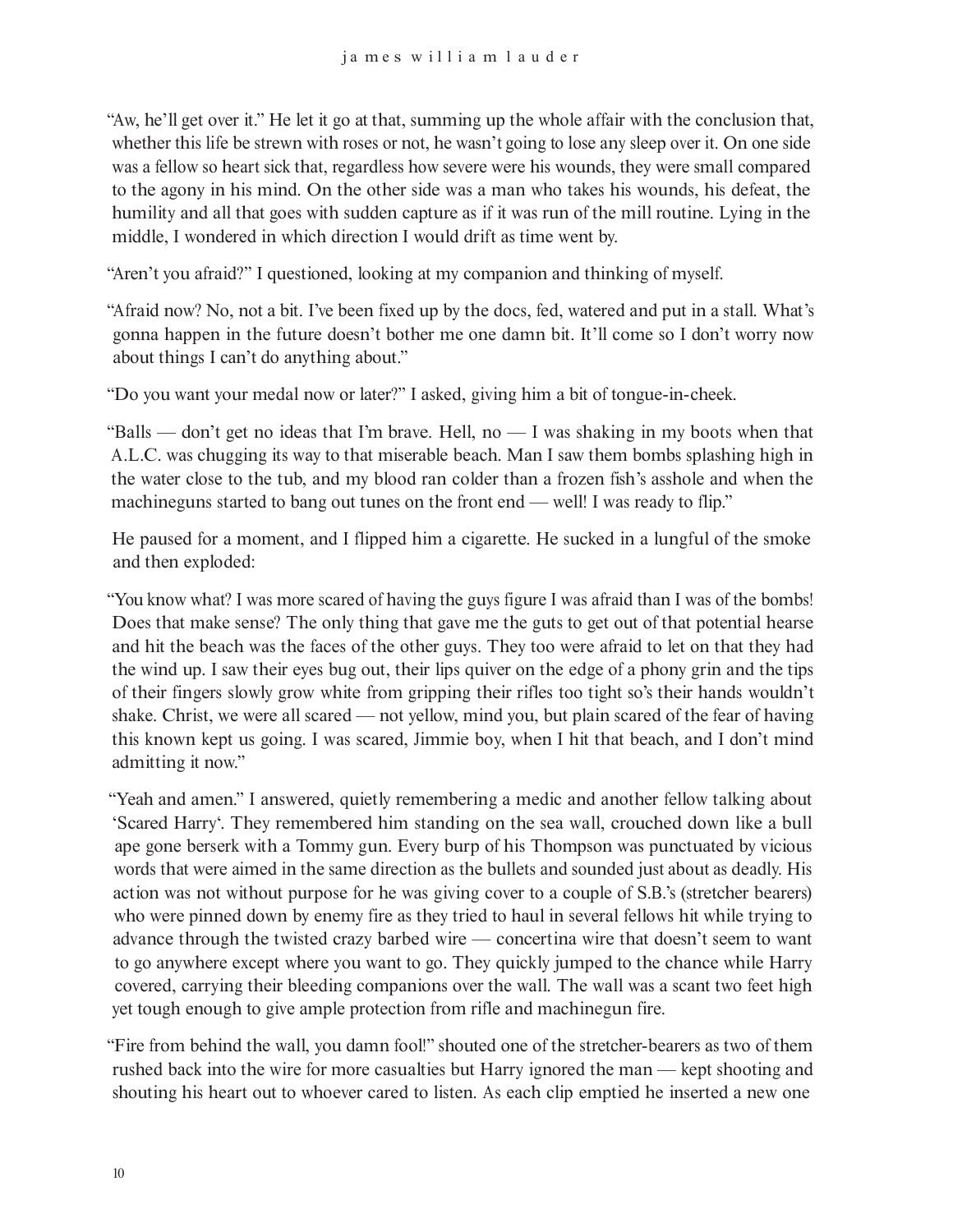"Aw, he'll get over it." He let it go at that, summing up the whole affair with the conclusion that, whether this life be strewn with roses or not, he wasn't going to lose any sleep over it. On one side was a fellow so heart sick that, regardless how severe were his wounds, they were small compared to the agony in his mind. On the other side was a man who takes his wounds, his defeat, the humility and all that goes with sudden capture as if it was run of the mill routine. Lying in the middle, I wondered in which direction I would drift as time went by.

"Aren't you afraid?" I questioned, looking at my companion and thinking of myself.

"Afraid now? No, not a bit. I've been fixed up by the docs, fed, watered and put in a stall. What's gonna happen in the future doesn't bother me one damn bit. It'll come so I don't worry now about things I can't do anything about."

"Do you want your medal now or later?" I asked, giving him a bit of tongue-in-cheek.

"Balls — don't get no ideas that I'm brave. Hell, no — I was shaking in my boots when that A.L.C. was chugging its way to that miserable beach. Man I saw them bombs splashing high in the water close to the tub, and my blood ran colder than a frozen fish's asshole and when the machineguns started to bang out tunes on the front end — well! I was ready to flip."

He paused for a moment, and I flipped him a cigarette. He sucked in a lungful of the smoke and then exploded:

"You know what? I was more scared of having the guys figure I was afraid than I was of the bombs! Does that make sense? The only thing that gave me the guts to get out of that potential hearse and hit the beach was the faces of the other guys. They too were afraid to let on that they had the wind up. I saw their eyes bug out, their lips quiver on the edge of a phony grin and the tips of their fingers slowly grow white from gripping their rifles too tight so's their hands wouldn't shake. Christ, we were all scared — not yellow, mind you, but plain scared of the fear of having this known kept us going. I was scared, Jimmie boy, when I hit that beach, and I don't mind admitting it now."

"Yeah and amen." I answered, quietly remembering a medic and another fellow talking about 'Scared Harry'. They remembered him standing on the sea wall, crouched down like a bull ape gone berserk with a Tommy gun. Every burp of his Thompson was punctuated by vicious words that were aimed in the same direction as the bullets and sounded just about as deadly. His action was not without purpose for he was giving cover to a couple of S.B.'s (stretcher bearers) who were pinned down by enemy fire as they tried to haul in several fellows hit while trying to advance through the twisted crazy barbed wire — concertina wire that doesn't seem to want to go anywhere except where you want to go. They quickly jumped to the chance while Harry covered, carrying their bleeding companions over the wall. The wall was a scant two feet high yet tough enough to give ample protection from rifle and machinegun fire.

"Fire from behind the wall, you damn fool!" shouted one of the stretcher-bearers as two of them rushed back into the wire for more casualties but Harry ignored the man — kept shooting and shouting his heart out to whoever cared to listen. As each clip emptied he inserted a new one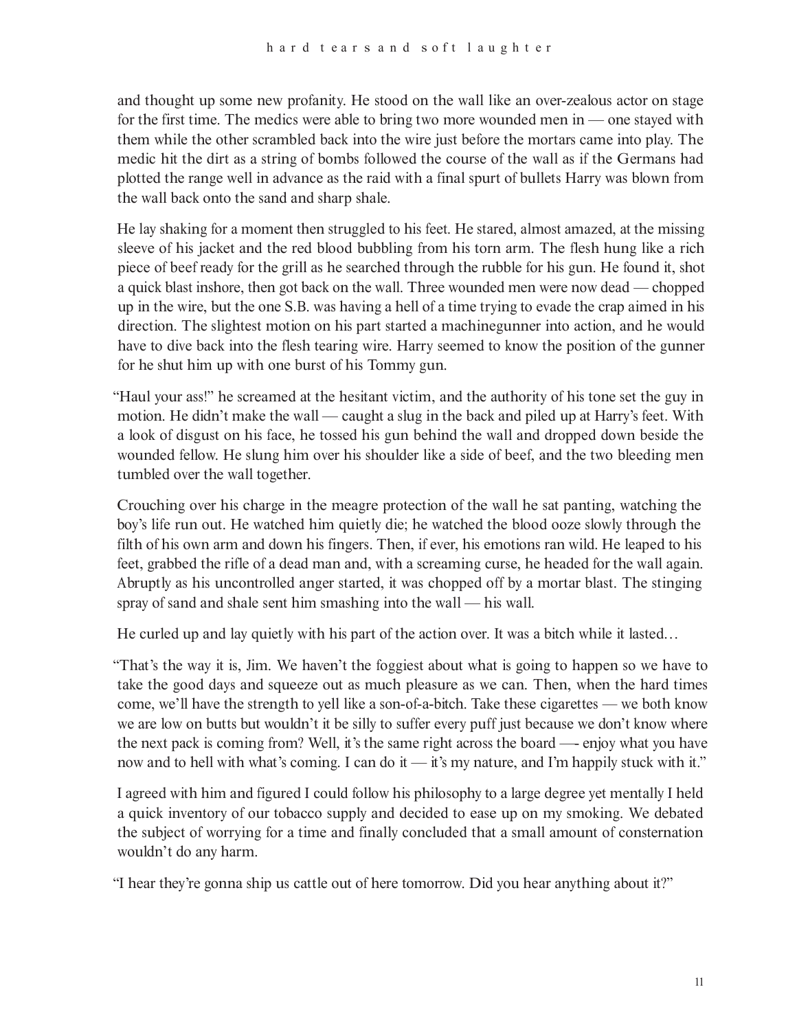and thought up some new profanity. He stood on the wall like an over-zealous actor on stage for the first time. The medics were able to bring two more wounded men in — one stayed with them while the other scrambled back into the wire just before the mortars came into play. The medic hit the dirt as a string of bombs followed the course of the wall as if the Germans had plotted the range well in advance as the raid with a final spurt of bullets Harry was blown from the wall back onto the sand and sharp shale.

He lay shaking for a moment then struggled to his feet. He stared, almost amazed, at the missing sleeve of his jacket and the red blood bubbling from his torn arm. The flesh hung like a rich piece of beef ready for the grill as he searched through the rubble for his gun. He found it, shot a quick blast inshore, then got back on the wall. Three wounded men were now dead — chopped up in the wire, but the one S.B. was having a hell of a time trying to evade the crap aimed in his direction. The slightest motion on his part started a machinegunner into action, and he would have to dive back into the flesh tearing wire. Harry seemed to know the position of the gunner for he shut him up with one burst of his Tommy gun.

"Haul your ass!" he screamed at the hesitant victim, and the authority of his tone set the guy in motion. He didn't make the wall — caught a slug in the back and piled up at Harry's feet. With a look of disgust on his face, he tossed his gun behind the wall and dropped down beside the wounded fellow. He slung him over his shoulder like a side of beef, and the two bleeding men tumbled over the wall together.

Crouching over his charge in the meagre protection of the wall he sat panting, watching the boy's life run out. He watched him quietly die; he watched the blood ooze slowly through the filth of his own arm and down his fingers. Then, if ever, his emotions ran wild. He leaped to his feet, grabbed the rifle of a dead man and, with a screaming curse, he headed for the wall again. Abruptly as his uncontrolled anger started, it was chopped off by a mortar blast. The stinging spray of sand and shale sent him smashing into the wall — his wall.

He curled up and lay quietly with his part of the action over. It was a bitch while it lasted…

"That's the way it is, Jim. We haven't the foggiest about what is going to happen so we have to take the good days and squeeze out as much pleasure as we can. Then, when the hard times come, we'll have the strength to yell like a son-of-a-bitch. Take these cigarettes — we both know we are low on butts but wouldn't it be silly to suffer every puff just because we don't know where the next pack is coming from? Well, it's the same right across the board —- enjoy what you have now and to hell with what's coming. I can do it — it's my nature, and I'm happily stuck with it."

I agreed with him and figured I could follow his philosophy to a large degree yet mentally I held a quick inventory of our tobacco supply and decided to ease up on my smoking. We debated the subject of worrying for a time and finally concluded that a small amount of consternation wouldn't do any harm.

"I hear they're gonna ship us cattle out of here tomorrow. Did you hear anything about it?"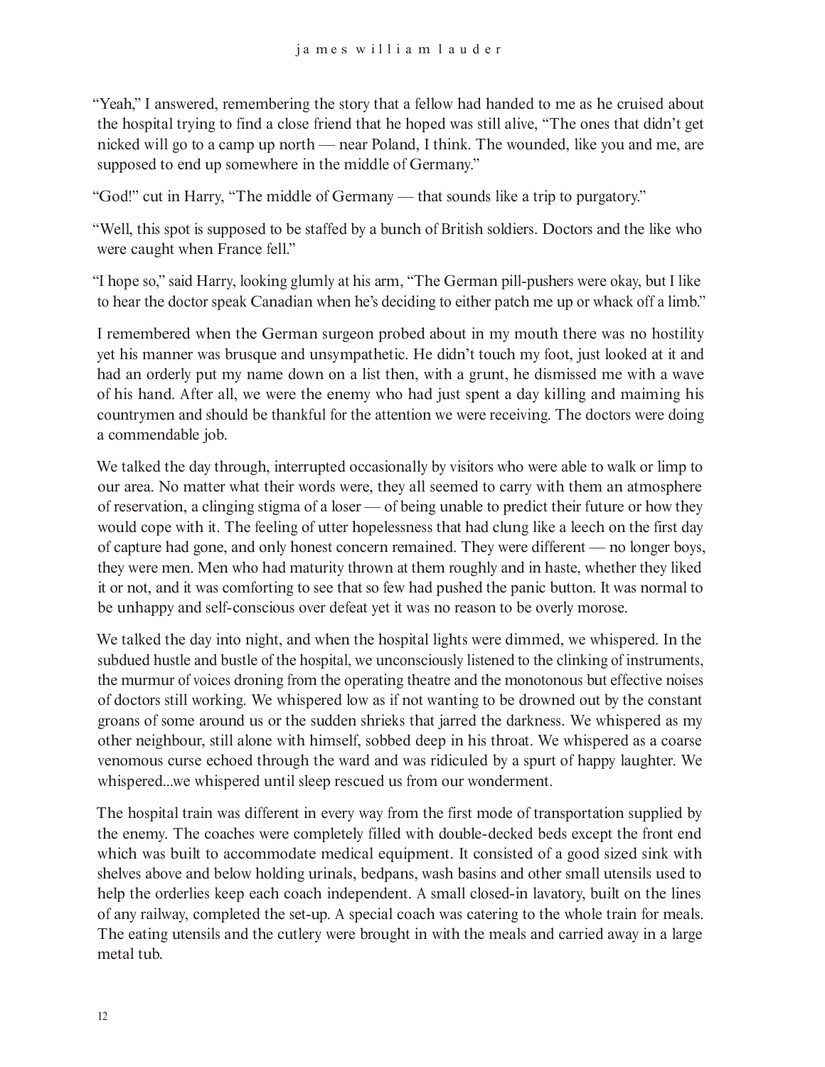"Yeah," I answered, remembering the story that a fellow had handed to me as he cruised about the hospital trying to find a close friend that he hoped was still alive, "The ones that didn't get nicked will go to a camp up north — near Poland, I think. The wounded, like you and me, are supposed to end up somewhere in the middle of Germany."

"God!" cut in Harry, "The middle of Germany — that sounds like a trip to purgatory."

"Well, this spot is supposed to be staffed by a bunch of British soldiers. Doctors and the like who were caught when France fell."

"I hope so," said Harry, looking glumly at his arm, "The German pill-pushers were okay, but I like to hear the doctor speak Canadian when he's deciding to either patch me up or whack off a limb."

I remembered when the German surgeon probed about in my mouth there was no hostility yet his manner was brusque and unsympathetic. He didn't touch my foot, just looked at it and had an orderly put my name down on a list then, with a grunt, he dismissed me with a wave of his hand. After all, we were the enemy who had just spent a day killing and maiming his countrymen and should be thankful for the attention we were receiving. The doctors were doing a commendable job.

We talked the day through, interrupted occasionally by visitors who were able to walk or limp to our area. No matter what their words were, they all seemed to carry with them an atmosphere of reservation, a clinging stigma of a loser — of being unable to predict their future or how they would cope with it. The feeling of utter hopelessness that had clung like a leech on the first day of capture had gone, and only honest concern remained. They were different — no longer boys, they were men. Men who had maturity thrown at them roughly and in haste, whether they liked it or not, and it was comforting to see that so few had pushed the panic button. It was normal to be unhappy and self-conscious over defeat yet it was no reason to be overly morose.

We talked the day into night, and when the hospital lights were dimmed, we whispered. In the subdued hustle and bustle of the hospital, we unconsciously listened to the clinking of instruments, the murmur of voices droning from the operating theatre and the monotonous but effective noises of doctors still working. We whispered low as if not wanting to be drowned out by the constant groans of some around us or the sudden shrieks that jarred the darkness. We whispered as my other neighbour, still alone with himself, sobbed deep in his throat. We whispered as a coarse venomous curse echoed through the ward and was ridiculed by a spurt of happy laughter. We whispered...we whispered until sleep rescued us from our wonderment.

The hospital train was different in every way from the first mode of transportation supplied by the enemy. The coaches were completely filled with double-decked beds except the front end which was built to accommodate medical equipment. It consisted of a good sized sink with shelves above and below holding urinals, bedpans, wash basins and other small utensils used to help the orderlies keep each coach independent. A small closed-in lavatory, built on the lines of any railway, completed the set-up. A special coach was catering to the whole train for meals. The eating utensils and the cutlery were brought in with the meals and carried away in a large metal tub.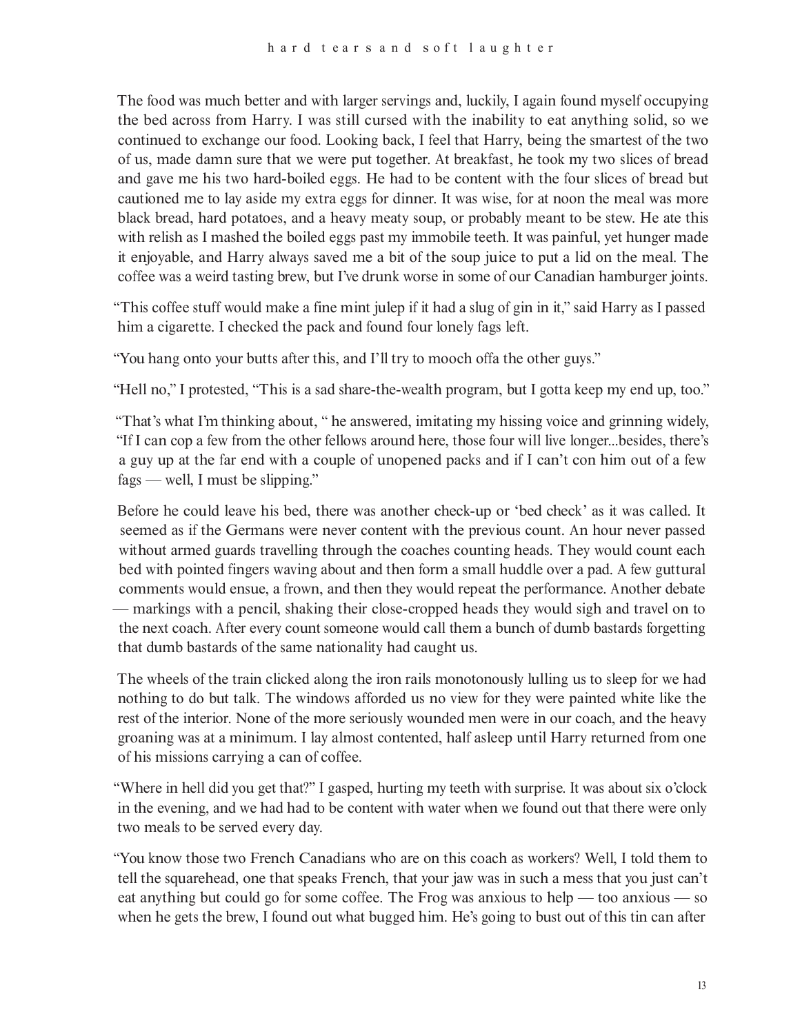The food was much better and with larger servings and, luckily, I again found myself occupying the bed across from Harry. I was still cursed with the inability to eat anything solid, so we continued to exchange our food. Looking back, I feel that Harry, being the smartest of the two of us, made damn sure that we were put together. At breakfast, he took my two slices of bread and gave me his two hard-boiled eggs. He had to be content with the four slices of bread but cautioned me to lay aside my extra eggs for dinner. It was wise, for at noon the meal was more black bread, hard potatoes, and a heavy meaty soup, or probably meant to be stew. He ate this with relish as I mashed the boiled eggs past my immobile teeth. It was painful, yet hunger made it enjoyable, and Harry always saved me a bit of the soup juice to put a lid on the meal. The coffee was a weird tasting brew, but I've drunk worse in some of our Canadian hamburger joints.

"This coffee stuff would make a fine mint julep if it had a slug of gin in it," said Harry as I passed him a cigarette. I checked the pack and found four lonely fags left.

"You hang onto your butts after this, and I'll try to mooch offa the other guys."

"Hell no," I protested, "This is a sad share-the-wealth program, but I gotta keep my end up, too."

"That's what I'm thinking about, " he answered, imitating my hissing voice and grinning widely, "If I can cop a few from the other fellows around here, those four will live longer...besides, there's a guy up at the far end with a couple of unopened packs and if I can't con him out of a few fags — well, I must be slipping."

Before he could leave his bed, there was another check-up or 'bed check' as it was called. It seemed as if the Germans were never content with the previous count. An hour never passed without armed guards travelling through the coaches counting heads. They would count each bed with pointed fingers waving about and then form a small huddle over a pad. A few guttural comments would ensue, a frown, and then they would repeat the performance. Another debate — markings with a pencil, shaking their close-cropped heads they would sigh and travel on to the next coach. After every count someone would call them a bunch of dumb bastards forgetting that dumb bastards of the same nationality had caught us.

The wheels of the train clicked along the iron rails monotonously lulling us to sleep for we had nothing to do but talk. The windows afforded us no view for they were painted white like the rest of the interior. None of the more seriously wounded men were in our coach, and the heavy groaning was at a minimum. I lay almost contented, half asleep until Harry returned from one of his missions carrying a can of coffee.

"Where in hell did you get that?" I gasped, hurting my teeth with surprise. It was about six o'clock in the evening, and we had had to be content with water when we found out that there were only two meals to be served every day.

"You know those two French Canadians who are on this coach as workers? Well, I told them to tell the squarehead, one that speaks French, that your jaw was in such a mess that you just can't eat anything but could go for some coffee. The Frog was anxious to help — too anxious — so when he gets the brew, I found out what bugged him. He's going to bust out of this tin can after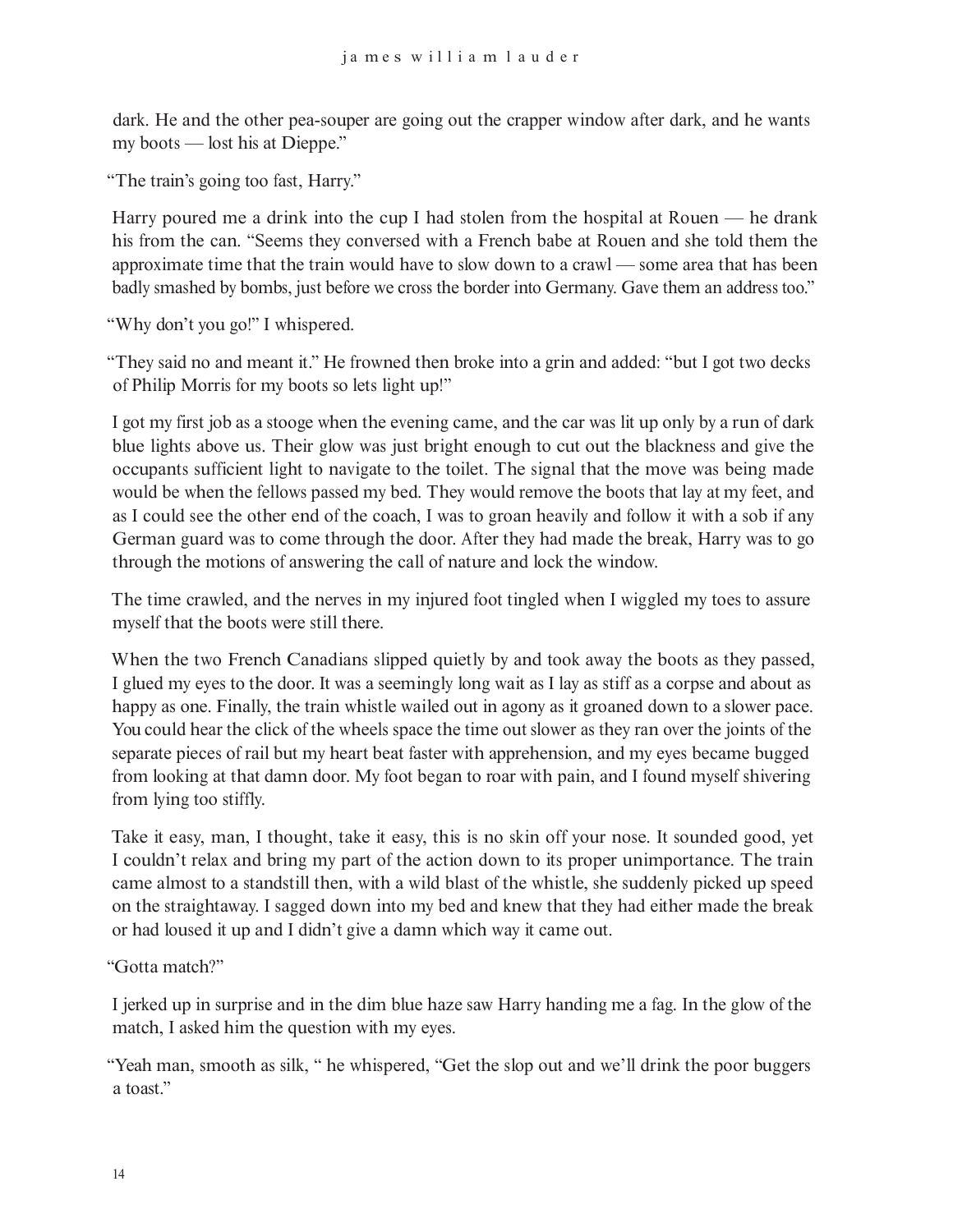dark. He and the other pea-souper are going out the crapper window after dark, and he wants my boots — lost his at Dieppe."

"The train's going too fast, Harry."

Harry poured me a drink into the cup I had stolen from the hospital at Rouen — he drank his from the can. "Seems they conversed with a French babe at Rouen and she told them the approximate time that the train would have to slow down to a crawl — some area that has been badly smashed by bombs, just before we cross the border into Germany. Gave them an address too."

"Why don't you go!" I whispered.

"They said no and meant it." He frowned then broke into a grin and added: "but I got two decks of Philip Morris for my boots so lets light up!"

I got my first job as a stooge when the evening came, and the car was lit up only by a run of dark blue lights above us. Their glow was just bright enough to cut out the blackness and give the occupants sufficient light to navigate to the toilet. The signal that the move was being made would be when the fellows passed my bed. They would remove the boots that lay at my feet, and as I could see the other end of the coach, I was to groan heavily and follow it with a sob if any German guard was to come through the door. After they had made the break, Harry was to go through the motions of answering the call of nature and lock the window.

The time crawled, and the nerves in my injured foot tingled when I wiggled my toes to assure myself that the boots were still there.

When the two French Canadians slipped quietly by and took away the boots as they passed, I glued my eyes to the door. It was a seemingly long wait as I lay as stiff as a corpse and about as happy as one. Finally, the train whistle wailed out in agony as it groaned down to a slower pace. You could hear the click of the wheels space the time out slower as they ran over the joints of the separate pieces of rail but my heart beat faster with apprehension, and my eyes became bugged from looking at that damn door. My foot began to roar with pain, and I found myself shivering from lying too stiffly.

Take it easy, man, I thought, take it easy, this is no skin off your nose. It sounded good, yet I couldn't relax and bring my part of the action down to its proper unimportance. The train came almost to a standstill then, with a wild blast of the whistle, she suddenly picked up speed on the straightaway. I sagged down into my bed and knew that they had either made the break or had loused it up and I didn't give a damn which way it came out.

"Gotta match?"

I jerked up in surprise and in the dim blue haze saw Harry handing me a fag. In the glow of the match, I asked him the question with my eyes.

"Yeah man, smooth as silk, " he whispered, "Get the slop out and we'll drink the poor buggers a toast."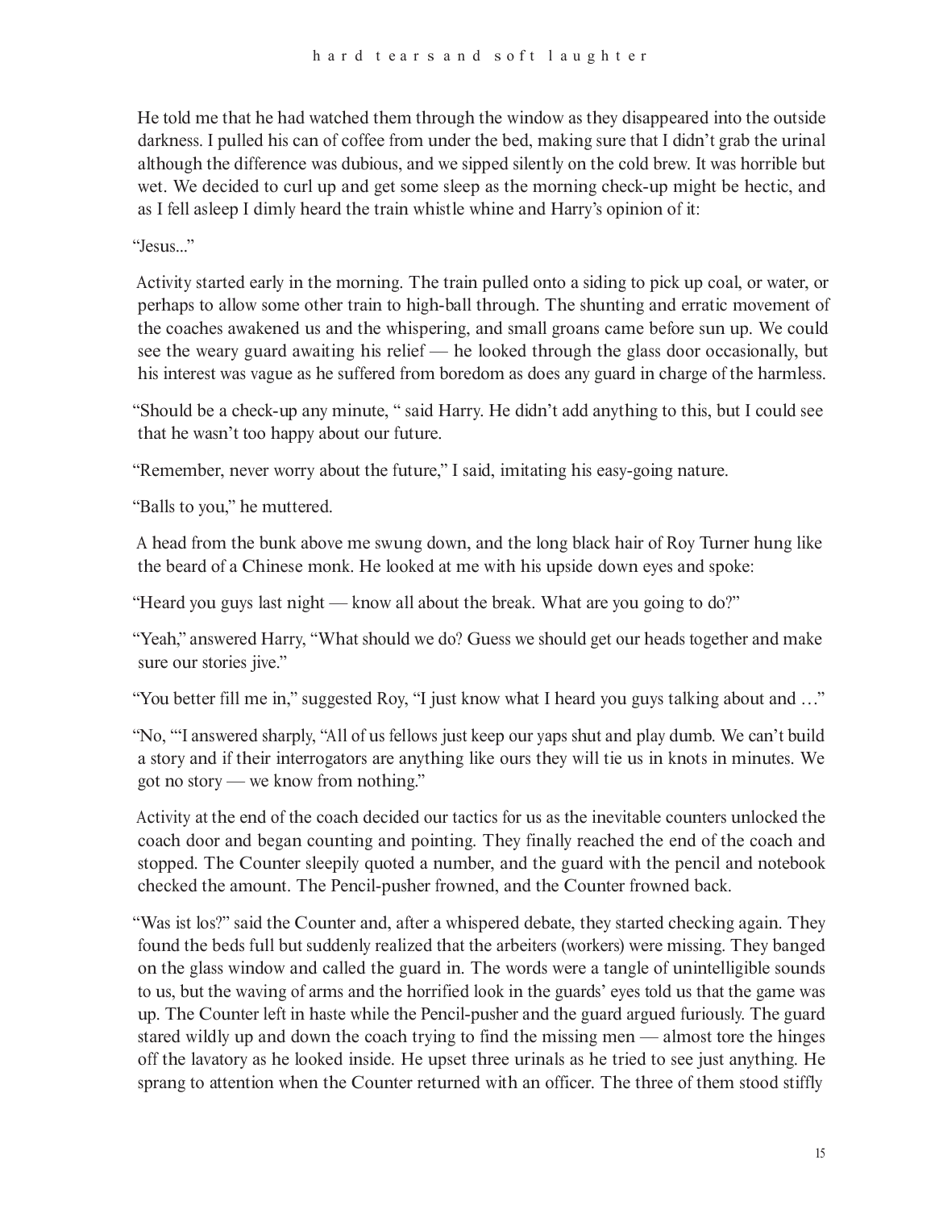He told me that he had watched them through the window as they disappeared into the outside darkness. I pulled his can of coffee from under the bed, making sure that I didn't grab the urinal although the difference was dubious, and we sipped silently on the cold brew. It was horrible but wet. We decided to curl up and get some sleep as the morning check-up might be hectic, and as I fell asleep I dimly heard the train whistle whine and Harry's opinion of it:

"Jesus..."

Activity started early in the morning. The train pulled onto a siding to pick up coal, or water, or perhaps to allow some other train to high-ball through. The shunting and erratic movement of the coaches awakened us and the whispering, and small groans came before sun up. We could see the weary guard awaiting his relief — he looked through the glass door occasionally, but his interest was vague as he suffered from boredom as does any guard in charge of the harmless.

"Should be a check-up any minute, " said Harry. He didn't add anything to this, but I could see that he wasn't too happy about our future.

"Remember, never worry about the future," I said, imitating his easy-going nature.

"Balls to you," he muttered.

A head from the bunk above me swung down, and the long black hair of Roy Turner hung like the beard of a Chinese monk. He looked at me with his upside down eyes and spoke:

"Heard you guys last night — know all about the break. What are you going to do?"

"Yeah," answered Harry, "What should we do? Guess we should get our heads together and make sure our stories jive."

"You better fill me in," suggested Roy, "I just know what I heard you guys talking about and …"

"No, "'I answered sharply, "All of us fellows just keep our yaps shut and play dumb. We can't build a story and if their interrogators are anything like ours they will tie us in knots in minutes. We got no story — we know from nothing."

Activity at the end of the coach decided our tactics for us as the inevitable counters unlocked the coach door and began counting and pointing. They finally reached the end of the coach and stopped. The Counter sleepily quoted a number, and the guard with the pencil and notebook checked the amount. The Pencil-pusher frowned, and the Counter frowned back.

"Was ist los?" said the Counter and, after a whispered debate, they started checking again. They found the beds full but suddenly realized that the arbeiters (workers) were missing. They banged on the glass window and called the guard in. The words were a tangle of unintelligible sounds to us, but the waving of arms and the horrified look in the guards' eyes told us that the game was up. The Counter left in haste while the Pencil-pusher and the guard argued furiously. The guard stared wildly up and down the coach trying to find the missing men — almost tore the hinges off the lavatory as he looked inside. He upset three urinals as he tried to see just anything. He sprang to attention when the Counter returned with an officer. The three of them stood stiffly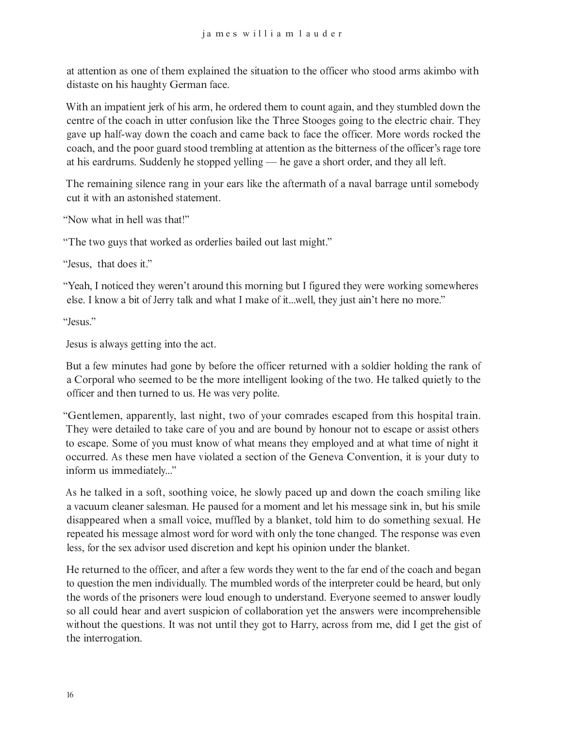at attention as one of them explained the situation to the officer who stood arms akimbo with distaste on his haughty German face.

With an impatient jerk of his arm, he ordered them to count again, and they stumbled down the centre of the coach in utter confusion like the Three Stooges going to the electric chair. They gave up half-way down the coach and came back to face the officer. More words rocked the coach, and the poor guard stood trembling at attention as the bitterness of the officer's rage tore at his eardrums. Suddenly he stopped yelling — he gave a short order, and they all left.

The remaining silence rang in your ears like the aftermath of a naval barrage until somebody cut it with an astonished statement.

"Now what in hell was that!"

"The two guys that worked as orderlies bailed out last might."

"Jesus, that does it."

"Yeah, I noticed they weren't around this morning but I figured they were working somewheres else. I know a bit of Jerry talk and what I make of it...well, they just ain't here no more."

"Jesus."

Jesus is always getting into the act.

But a few minutes had gone by before the officer returned with a soldier holding the rank of a Corporal who seemed to be the more intelligent looking of the two. He talked quietly to the officer and then turned to us. He was very polite.

"Gentlemen, apparently, last night, two of your comrades escaped from this hospital train. They were detailed to take care of you and are bound by honour not to escape or assist others to escape. Some of you must know of what means they employed and at what time of night it occurred. As these men have violated a section of the Geneva Convention, it is your duty to inform us immediately..."

As he talked in a soft, soothing voice, he slowly paced up and down the coach smiling like a vacuum cleaner salesman. He paused for a moment and let his message sink in, but his smile disappeared when a small voice, muffled by a blanket, told him to do something sexual. He repeated his message almost word for word with only the tone changed. The response was even less, for the sex advisor used discretion and kept his opinion under the blanket.

He returned to the officer, and after a few words they went to the far end of the coach and began to question the men individually. The mumbled words of the interpreter could be heard, but only the words of the prisoners were loud enough to understand. Everyone seemed to answer loudly so all could hear and avert suspicion of collaboration yet the answers were incomprehensible without the questions. It was not until they got to Harry, across from me, did I get the gist of the interrogation.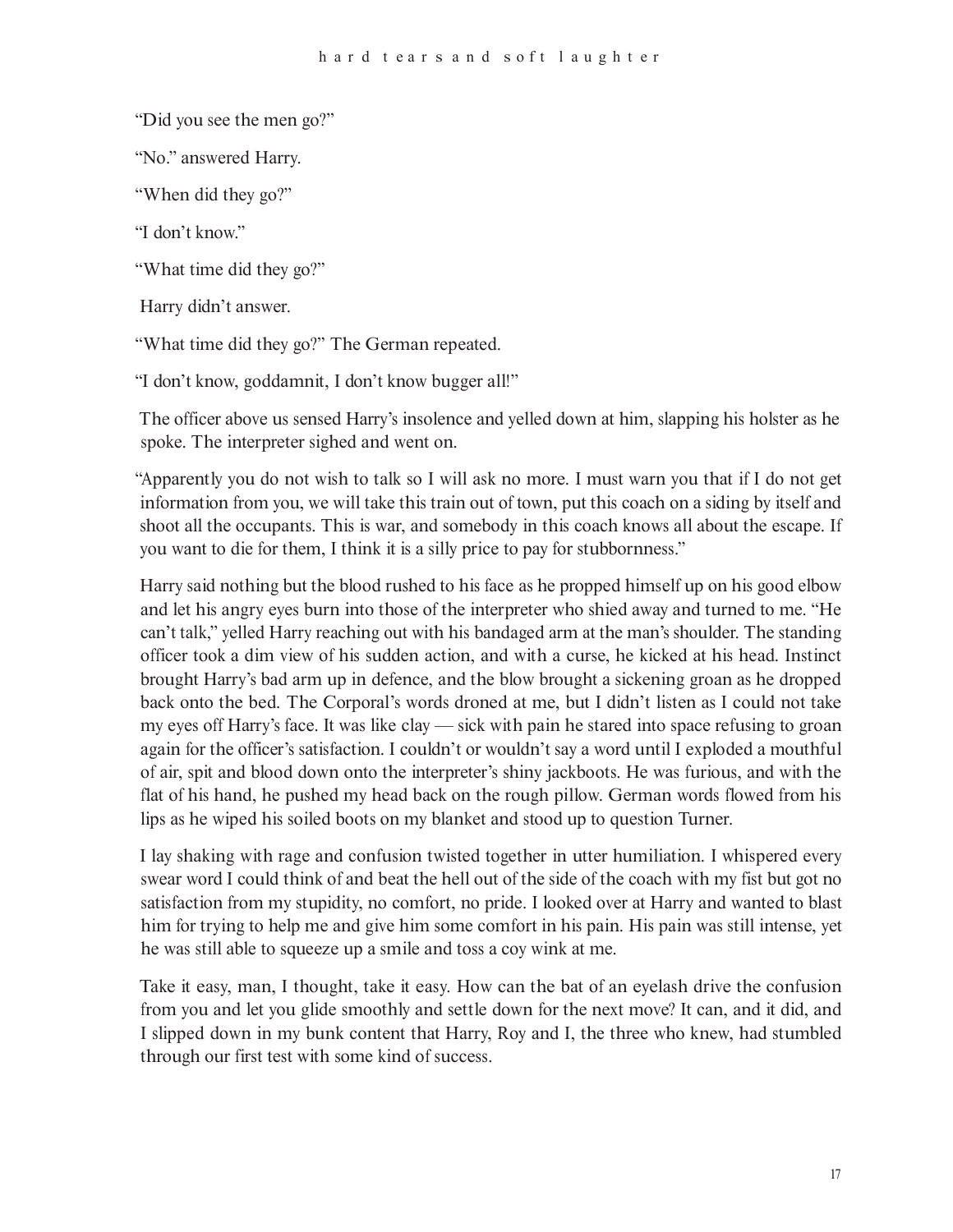"Did you see the men go?"

"No." answered Harry.

"When did they go?"

"I don't know."

"What time did they go?"

Harry didn't answer.

"What time did they go?" The German repeated.

"I don't know, goddamnit, I don't know bugger all!"

The officer above us sensed Harry's insolence and yelled down at him, slapping his holster as he spoke. The interpreter sighed and went on.

"Apparently you do not wish to talk so I will ask no more. I must warn you that if I do not get information from you, we will take this train out of town, put this coach on a siding by itself and shoot all the occupants. This is war, and somebody in this coach knows all about the escape. If you want to die for them, I think it is a silly price to pay for stubbornness."

Harry said nothing but the blood rushed to his face as he propped himself up on his good elbow and let his angry eyes burn into those of the interpreter who shied away and turned to me. "He can't talk," yelled Harry reaching out with his bandaged arm at the man's shoulder. The standing officer took a dim view of his sudden action, and with a curse, he kicked at his head. Instinct brought Harry's bad arm up in defence, and the blow brought a sickening groan as he dropped back onto the bed. The Corporal's words droned at me, but I didn't listen as I could not take my eyes off Harry's face. It was like clay — sick with pain he stared into space refusing to groan again for the officer's satisfaction. I couldn't or wouldn't say a word until I exploded a mouthful of air, spit and blood down onto the interpreter's shiny jackboots. He was furious, and with the flat of his hand, he pushed my head back on the rough pillow. German words flowed from his lips as he wiped his soiled boots on my blanket and stood up to question Turner.

I lay shaking with rage and confusion twisted together in utter humiliation. I whispered every swear word I could think of and beat the hell out of the side of the coach with my fist but got no satisfaction from my stupidity, no comfort, no pride. I looked over at Harry and wanted to blast him for trying to help me and give him some comfort in his pain. His pain was still intense, yet he was still able to squeeze up a smile and toss a coy wink at me.

Take it easy, man, I thought, take it easy. How can the bat of an eyelash drive the confusion from you and let you glide smoothly and settle down for the next move? It can, and it did, and I slipped down in my bunk content that Harry, Roy and I, the three who knew, had stumbled through our first test with some kind of success.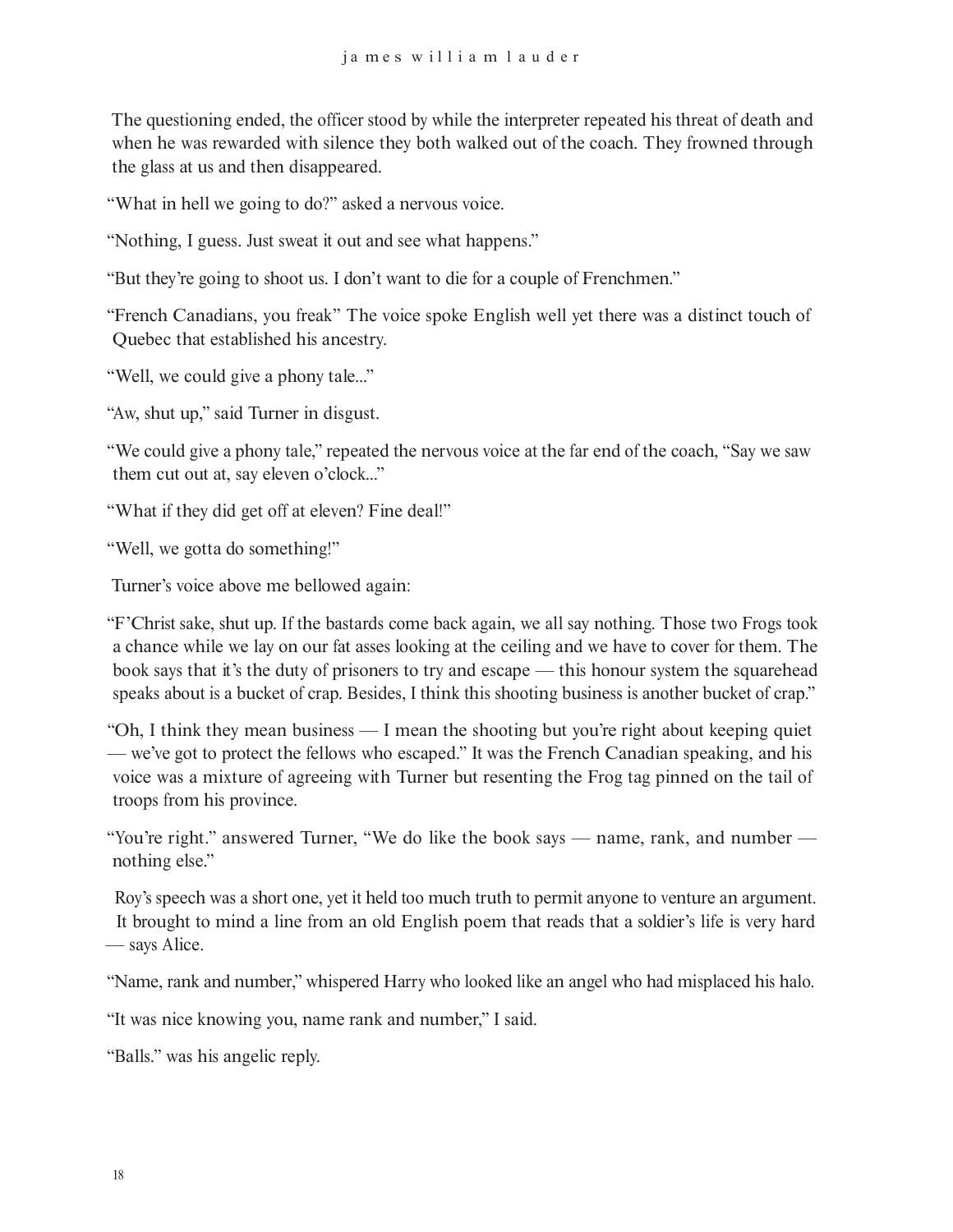The questioning ended, the officer stood by while the interpreter repeated his threat of death and when he was rewarded with silence they both walked out of the coach. They frowned through the glass at us and then disappeared.

"What in hell we going to do?" asked a nervous voice.

"Nothing, I guess. Just sweat it out and see what happens."

"But they're going to shoot us. I don't want to die for a couple of Frenchmen."

"French Canadians, you freak" The voice spoke English well yet there was a distinct touch of Quebec that established his ancestry.

"Well, we could give a phony tale..."

"Aw, shut up," said Turner in disgust.

"We could give a phony tale," repeated the nervous voice at the far end of the coach, "Say we saw them cut out at, say eleven o'clock..."

"What if they did get off at eleven? Fine deal!"

"Well, we gotta do something!"

Turner's voice above me bellowed again:

"F'Christ sake, shut up. If the bastards come back again, we all say nothing. Those two Frogs took a chance while we lay on our fat asses looking at the ceiling and we have to cover for them. The book says that it's the duty of prisoners to try and escape — this honour system the squarehead speaks about is a bucket of crap. Besides, I think this shooting business is another bucket of crap."

"Oh, I think they mean business — I mean the shooting but you're right about keeping quiet — we've got to protect the fellows who escaped." It was the French Canadian speaking, and his voice was a mixture of agreeing with Turner but resenting the Frog tag pinned on the tail of troops from his province.

"You're right." answered Turner, "We do like the book says — name, rank, and number — nothing else."

Roy's speech was a short one, yet it held too much truth to permit anyone to venture an argument. It brought to mind a line from an old English poem that reads that a soldier's life is very hard — says Alice.

"Name, rank and number," whispered Harry who looked like an angel who had misplaced his halo.

"It was nice knowing you, name rank and number," I said.

"Balls." was his angelic reply.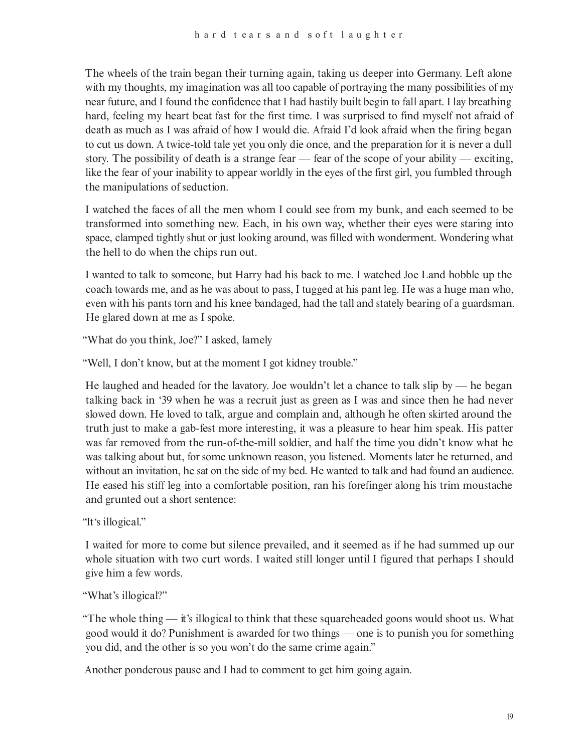The wheels of the train began their turning again, taking us deeper into Germany. Left alone with my thoughts, my imagination was all too capable of portraying the many possibilities of my near future, and I found the confidence that I had hastily built begin to fall apart. I lay breathing hard, feeling my heart beat fast for the first time. I was surprised to find myself not afraid of death as much as I was afraid of how I would die. Afraid I'd look afraid when the firing began to cut us down. A twice-told tale yet you only die once, and the preparation for it is never a dull story. The possibility of death is a strange fear — fear of the scope of your ability — exciting, like the fear of your inability to appear worldly in the eyes of the first girl, you fumbled through the manipulations of seduction.

I watched the faces of all the men whom I could see from my bunk, and each seemed to be transformed into something new. Each, in his own way, whether their eyes were staring into space, clamped tightly shut or just looking around, was filled with wonderment. Wondering what the hell to do when the chips run out.

I wanted to talk to someone, but Harry had his back to me. I watched Joe Land hobble up the coach towards me, and as he was about to pass, I tugged at his pant leg. He was a huge man who, even with his pants torn and his knee bandaged, had the tall and stately bearing of a guardsman. He glared down at me as I spoke.

"What do you think, Joe?" I asked, lamely

"Well, I don't know, but at the moment I got kidney trouble."

He laughed and headed for the lavatory. Joe wouldn't let a chance to talk slip by — he began talking back in '39 when he was a recruit just as green as I was and since then he had never slowed down. He loved to talk, argue and complain and, although he often skirted around the truth just to make a gab-fest more interesting, it was a pleasure to hear him speak. His patter was far removed from the run-of-the-mill soldier, and half the time you didn't know what he was talking about but, for some unknown reason, you listened. Moments later he returned, and without an invitation, he sat on the side of my bed. He wanted to talk and had found an audience. He eased his stiff leg into a comfortable position, ran his forefinger along his trim moustache and grunted out a short sentence:

"It's illogical."

I waited for more to come but silence prevailed, and it seemed as if he had summed up our whole situation with two curt words. I waited still longer until I figured that perhaps I should give him a few words.

"What's illogical?"

"The whole thing — it's illogical to think that these squareheaded goons would shoot us. What good would it do? Punishment is awarded for two things — one is to punish you for something you did, and the other is so you won't do the same crime again."

Another ponderous pause and I had to comment to get him going again.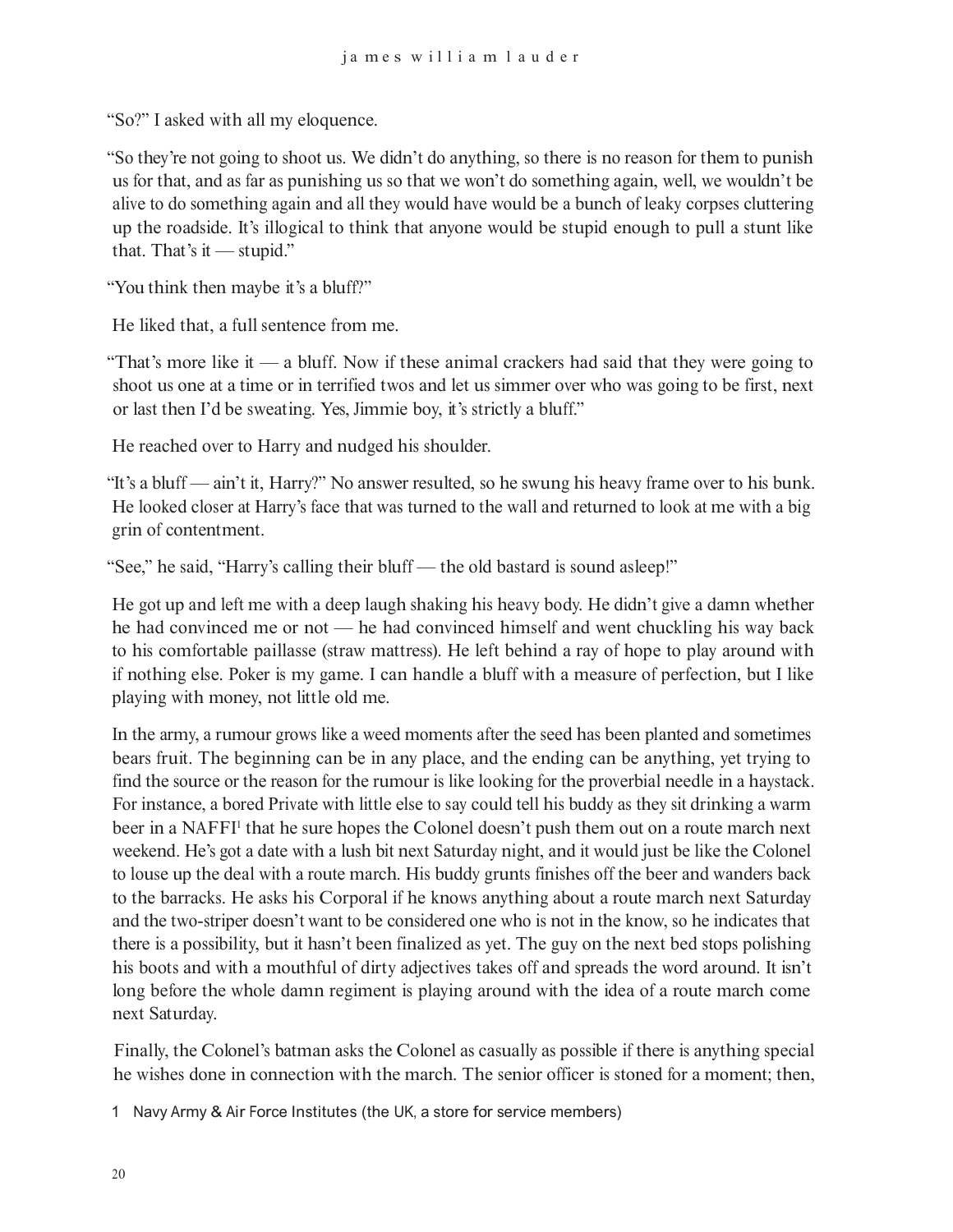"So?" I asked with all my eloquence.

"So they're not going to shoot us. We didn't do anything, so there is no reason for them to punish us for that, and as far as punishing us so that we won't do something again, well, we wouldn't be alive to do something again and all they would have would be a bunch of leaky corpses cluttering up the roadside. It's illogical to think that anyone would be stupid enough to pull a stunt like that. That's it — stupid."

"You think then maybe it's a bluff?"

He liked that, a full sentence from me.

"That's more like it — a bluff. Now if these animal crackers had said that they were going to shoot us one at a time or in terrified twos and let us simmer over who was going to be first, next or last then I'd be sweating. Yes, Jimmie boy, it's strictly a bluff."

He reached over to Harry and nudged his shoulder.

"It's a bluff — ain't it, Harry?" No answer resulted, so he swung his heavy frame over to his bunk. He looked closer at Harry's face that was turned to the wall and returned to look at me with a big grin of contentment.

"See," he said, "Harry's calling their bluff — the old bastard is sound asleep!"

He got up and left me with a deep laugh shaking his heavy body. He didn't give a damn whether he had convinced me or not — he had convinced himself and went chuckling his way back to his comfortable paillasse (straw mattress). He left behind a ray of hope to play around with if nothing else. Poker is my game. I can handle a bluff with a measure of perfection, but I like playing with money, not little old me.

In the army, a rumour grows like a weed moments after the seed has been planted and sometimes bears fruit. The beginning can be in any place, and the ending can be anything, yet trying to find the source or the reason for the rumour is like looking for the proverbial needle in a haystack. For instance, a bored Private with little else to say could tell his buddy as they sit drinking a warm beer in a NAFFI[1] that he sure hopes the Colonel doesn't push them out on a route march next weekend. He's got a date with a lush bit next Saturday night, and it would just be like the Colonel to louse up the deal with a route march. His buddy grunts finishes off the beer and wanders back to the barracks. He asks his Corporal if he knows anything about a route march next Saturday and the two-striper doesn't want to be considered one who is not in the know, so he indicates that there is a possibility, but it hasn't been finalized as yet. The guy on the next bed stops polishing his boots and with a mouthful of dirty adjectives takes off and spreads the word around. It isn't long before the whole damn regiment is playing around with the idea of a route march come next Saturday.

Finally, the Colonel's batman asks the Colonel as casually as possible if there is anything special he wishes done in connection with the march. The senior officer is stoned for a moment; then,

[1] Navy Army & Air Force Institutes (the UK, a store for service members)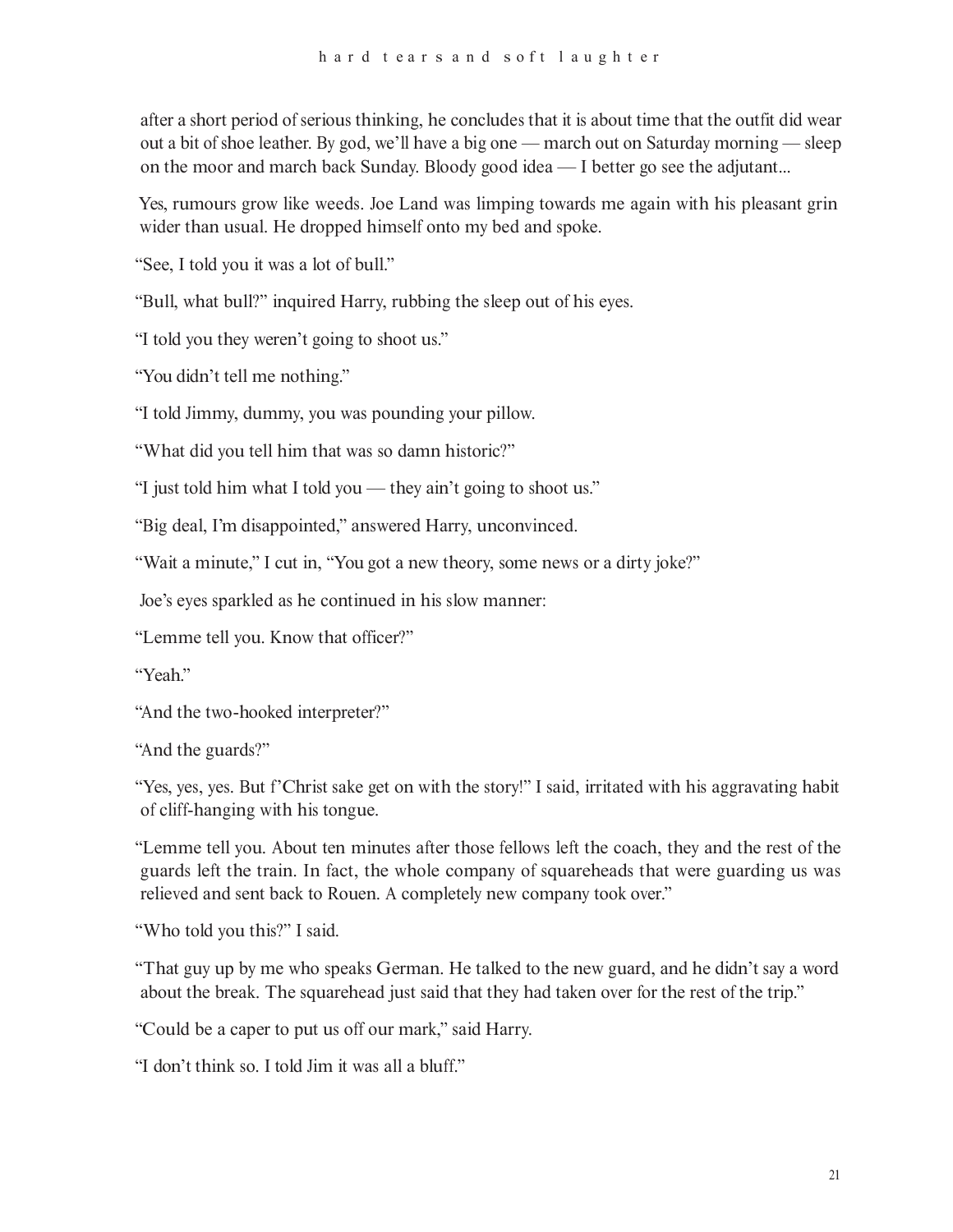after a short period of serious thinking, he concludes that it is about time that the outfit did wear out a bit of shoe leather. By god, we'll have a big one — march out on Saturday morning — sleep on the moor and march back Sunday. Bloody good idea — I better go see the adjutant...

Yes, rumours grow like weeds. Joe Land was limping towards me again with his pleasant grin wider than usual. He dropped himself onto my bed and spoke.

"See, I told you it was a lot of bull."

"Bull, what bull?" inquired Harry, rubbing the sleep out of his eyes.

"I told you they weren't going to shoot us."

"You didn't tell me nothing."

"I told Jimmy, dummy, you was pounding your pillow.

"What did you tell him that was so damn historic?"

"I just told him what I told you — they ain't going to shoot us."

"Big deal, I'm disappointed," answered Harry, unconvinced.

"Wait a minute," I cut in, "You got a new theory, some news or a dirty joke?"

Joe's eyes sparkled as he continued in his slow manner:

"Lemme tell you. Know that officer?"

"Yeah."

"And the two-hooked interpreter?"

"And the guards?"

"Yes, yes, yes. But f'Christ sake get on with the story!" I said, irritated with his aggravating habit of cliff-hanging with his tongue.

"Lemme tell you. About ten minutes after those fellows left the coach, they and the rest of the guards left the train. In fact, the whole company of squareheads that were guarding us was relieved and sent back to Rouen. A completely new company took over."

"Who told you this?" I said.

"That guy up by me who speaks German. He talked to the new guard, and he didn't say a word about the break. The squarehead just said that they had taken over for the rest of the trip."

"Could be a caper to put us off our mark," said Harry.

"I don't think so. I told Jim it was all a bluff."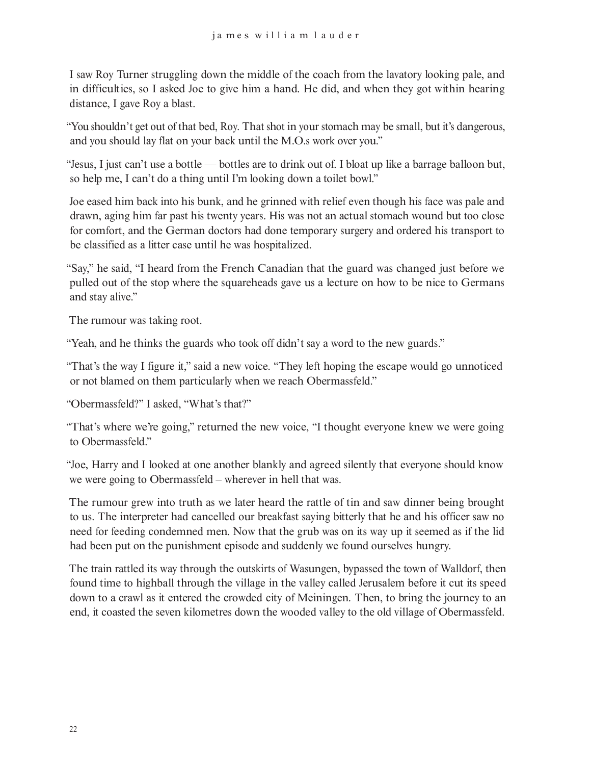I saw Roy Turner struggling down the middle of the coach from the lavatory looking pale, and in difficulties, so I asked Joe to give him a hand. He did, and when they got within hearing distance, I gave Roy a blast.

"You shouldn't get out of that bed, Roy. That shot in your stomach may be small, but it's dangerous, and you should lay flat on your back until the M.O.s work over you."

"Jesus, I just can't use a bottle — bottles are to drink out of. I bloat up like a barrage balloon but, so help me, I can't do a thing until I'm looking down a toilet bowl."

Joe eased him back into his bunk, and he grinned with relief even though his face was pale and drawn, aging him far past his twenty years. His was not an actual stomach wound but too close for comfort, and the German doctors had done temporary surgery and ordered his transport to be classified as a litter case until he was hospitalized.

"Say," he said, "I heard from the French Canadian that the guard was changed just before we pulled out of the stop where the squareheads gave us a lecture on how to be nice to Germans and stay alive."

The rumour was taking root.

"Yeah, and he thinks the guards who took off didn't say a word to the new guards."

"That's the way I figure it," said a new voice. "They left hoping the escape would go unnoticed or not blamed on them particularly when we reach Obermassfeld."

"Obermassfeld?" I asked, "What's that?"

"That's where we're going," returned the new voice, "I thought everyone knew we were going to Obermassfeld."

"Joe, Harry and I looked at one another blankly and agreed silently that everyone should know we were going to Obermassfeld – wherever in hell that was.

The rumour grew into truth as we later heard the rattle of tin and saw dinner being brought to us. The interpreter had cancelled our breakfast saying bitterly that he and his officer saw no need for feeding condemned men. Now that the grub was on its way up it seemed as if the lid had been put on the punishment episode and suddenly we found ourselves hungry.

The train rattled its way through the outskirts of Wasungen, bypassed the town of Walldorf, then found time to highball through the village in the valley called Jerusalem before it cut its speed down to a crawl as it entered the crowded city of Meiningen. Then, to bring the journey to an end, it coasted the seven kilometres down the wooded valley to the old village of Obermassfeld.